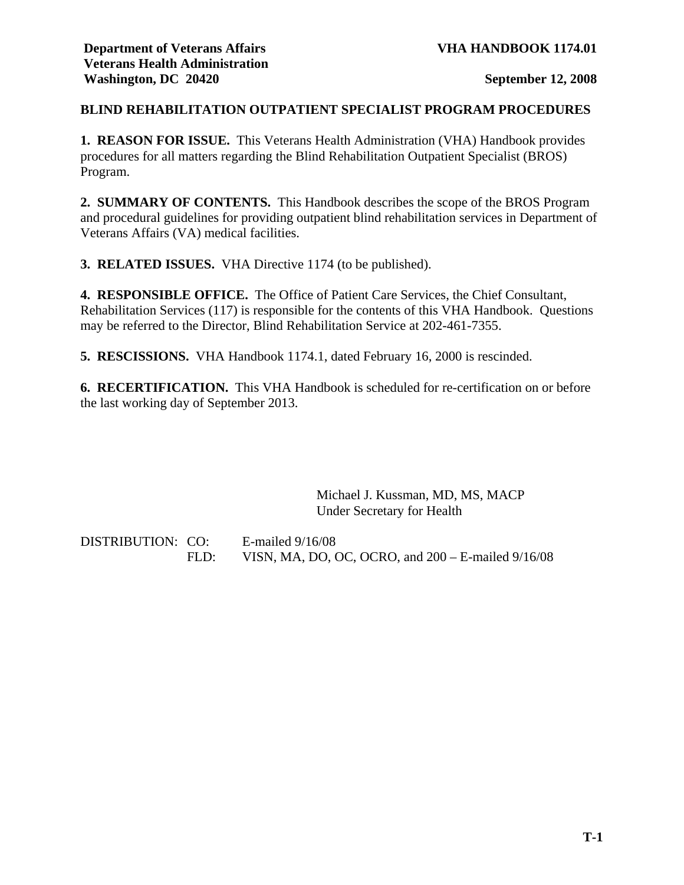**Department of Veterans Affairs**
**Veterans Health Administration**
**Washington, DC 20420**

**VHA HANDBOOK 1174.01**

**September 12, 2008**

# BLIND REHABILITATION OUTPATIENT SPECIALIST PROGRAM PROCEDURES

**1. REASON FOR ISSUE.** This Veterans Health Administration (VHA) Handbook provides procedures for all matters regarding the Blind Rehabilitation Outpatient Specialist (BROS) Program.

**2. SUMMARY OF CONTENTS.** This Handbook describes the scope of the BROS Program and procedural guidelines for providing outpatient blind rehabilitation services in Department of Veterans Affairs (VA) medical facilities.

**3. RELATED ISSUES.** VHA Directive 1174 (to be published).

**4. RESPONSIBLE OFFICE.** The Office of Patient Care Services, the Chief Consultant, Rehabilitation Services (117) is responsible for the contents of this VHA Handbook. Questions may be referred to the Director, Blind Rehabilitation Service at 202-461-7355.

**5. RESCISSIONS.** VHA Handbook 1174.1, dated February 16, 2000 is rescinded.

**6. RECERTIFICATION.** This VHA Handbook is scheduled for re-certification on or before the last working day of September 2013.

Michael J. Kussman, MD, MS, MACP
Under Secretary for Health

DISTRIBUTION: CO: E-mailed 9/16/08
FLD: VISN, MA, DO, OC, OCRO, and 200 – E-mailed 9/16/08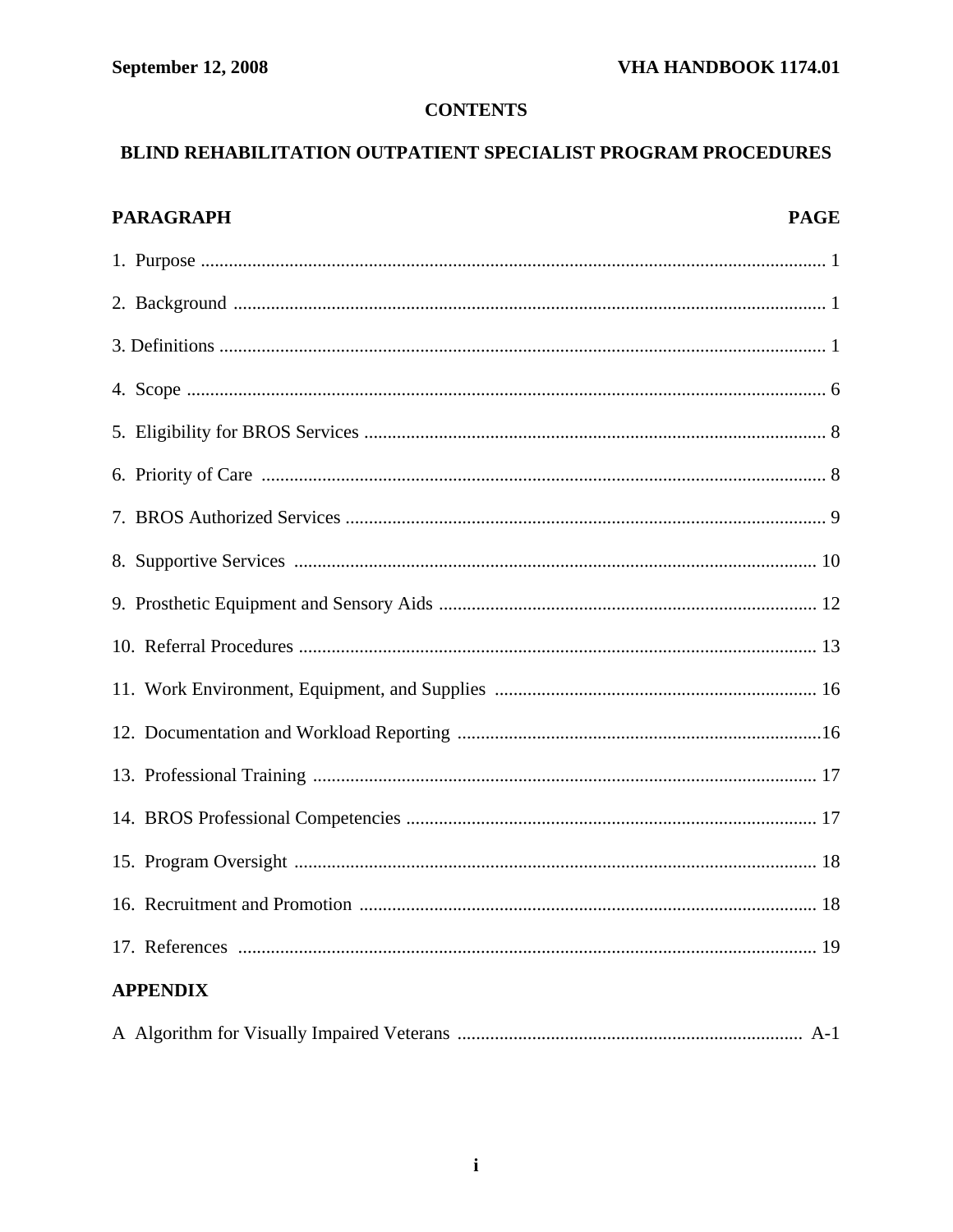# CONTENTS

## BLIND REHABILITATION OUTPATIENT SPECIALIST PROGRAM PROCEDURES

| PARAGRAPH | PAGE |
| --- | --- |
| 1. Purpose | 1 |
| 2. Background | 1 |
| 3. Definitions | 1 |
| 4. Scope | 6 |
| 5. Eligibility for BROS Services | 8 |
| 6. Priority of Care | 8 |
| 7. BROS Authorized Services | 9 |
| 8. Supportive Services | 10 |
| 9. Prosthetic Equipment and Sensory Aids | 12 |
| 10. Referral Procedures | 13 |
| 11. Work Environment, Equipment, and Supplies | 16 |
| 12. Documentation and Workload Reporting | 16 |
| 13. Professional Training | 17 |
| 14. BROS Professional Competencies | 17 |
| 15. Program Oversight | 18 |
| 16. Recruitment and Promotion | 18 |
| 17. References | 19 |

**APPENDIX**

| | |
| --- | --- |
| A Algorithm for Visually Impaired Veterans | A-1 |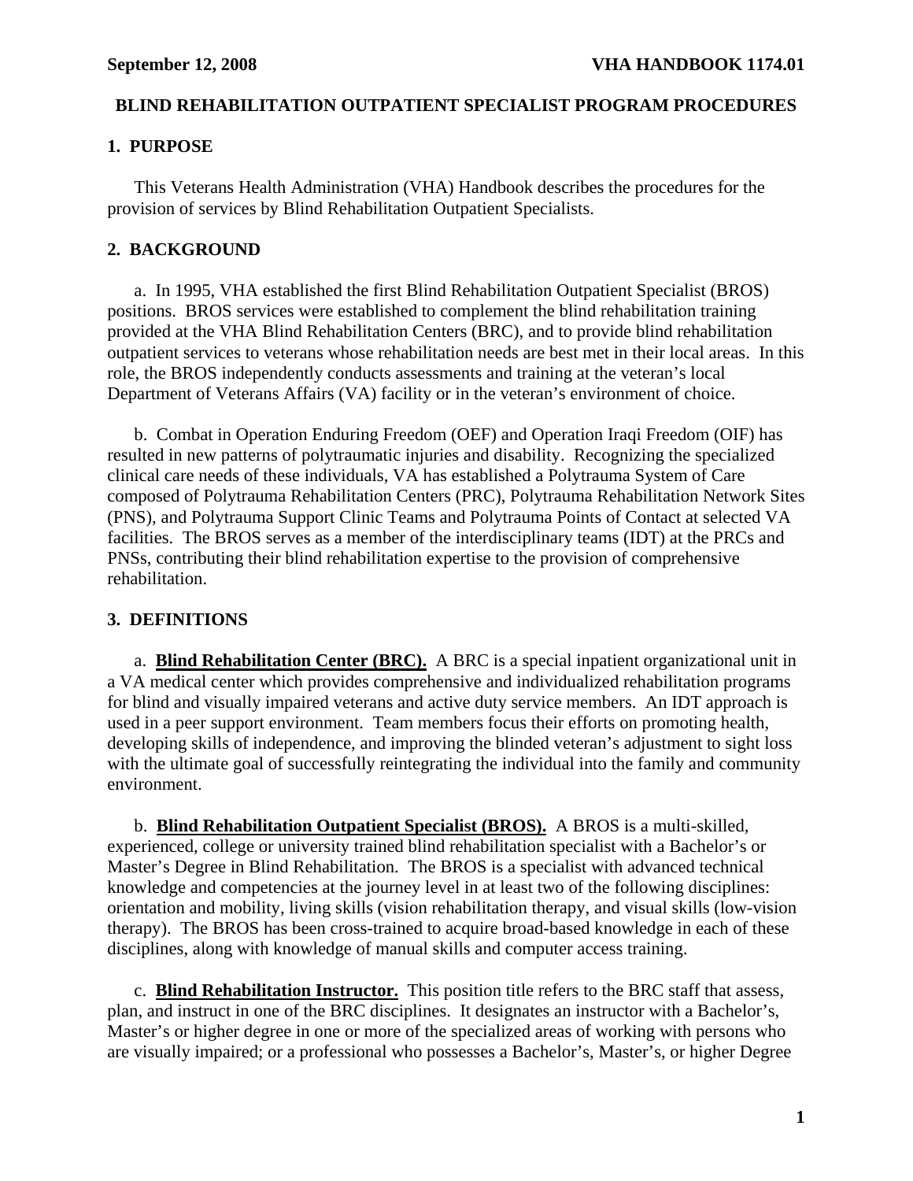## BLIND REHABILITATION OUTPATIENT SPECIALIST PROGRAM PROCEDURES

### 1. PURPOSE

This Veterans Health Administration (VHA) Handbook describes the procedures for the provision of services by Blind Rehabilitation Outpatient Specialists.

### 2. BACKGROUND

a. In 1995, VHA established the first Blind Rehabilitation Outpatient Specialist (BROS) positions. BROS services were established to complement the blind rehabilitation training provided at the VHA Blind Rehabilitation Centers (BRC), and to provide blind rehabilitation outpatient services to veterans whose rehabilitation needs are best met in their local areas. In this role, the BROS independently conducts assessments and training at the veteran's local Department of Veterans Affairs (VA) facility or in the veteran's environment of choice.

b. Combat in Operation Enduring Freedom (OEF) and Operation Iraqi Freedom (OIF) has resulted in new patterns of polytraumatic injuries and disability. Recognizing the specialized clinical care needs of these individuals, VA has established a Polytrauma System of Care composed of Polytrauma Rehabilitation Centers (PRC), Polytrauma Rehabilitation Network Sites (PNS), and Polytrauma Support Clinic Teams and Polytrauma Points of Contact at selected VA facilities. The BROS serves as a member of the interdisciplinary teams (IDT) at the PRCs and PNSs, contributing their blind rehabilitation expertise to the provision of comprehensive rehabilitation.

### 3. DEFINITIONS

a. **Blind Rehabilitation Center (BRC).** A BRC is a special inpatient organizational unit in a VA medical center which provides comprehensive and individualized rehabilitation programs for blind and visually impaired veterans and active duty service members. An IDT approach is used in a peer support environment. Team members focus their efforts on promoting health, developing skills of independence, and improving the blinded veteran's adjustment to sight loss with the ultimate goal of successfully reintegrating the individual into the family and community environment.

b. **Blind Rehabilitation Outpatient Specialist (BROS).** A BROS is a multi-skilled, experienced, college or university trained blind rehabilitation specialist with a Bachelor's or Master's Degree in Blind Rehabilitation. The BROS is a specialist with advanced technical knowledge and competencies at the journey level in at least two of the following disciplines: orientation and mobility, living skills (vision rehabilitation therapy, and visual skills (low-vision therapy). The BROS has been cross-trained to acquire broad-based knowledge in each of these disciplines, along with knowledge of manual skills and computer access training.

c. **Blind Rehabilitation Instructor.** This position title refers to the BRC staff that assess, plan, and instruct in one of the BRC disciplines. It designates an instructor with a Bachelor's, Master's or higher degree in one or more of the specialized areas of working with persons who are visually impaired; or a professional who possesses a Bachelor's, Master's, or higher Degree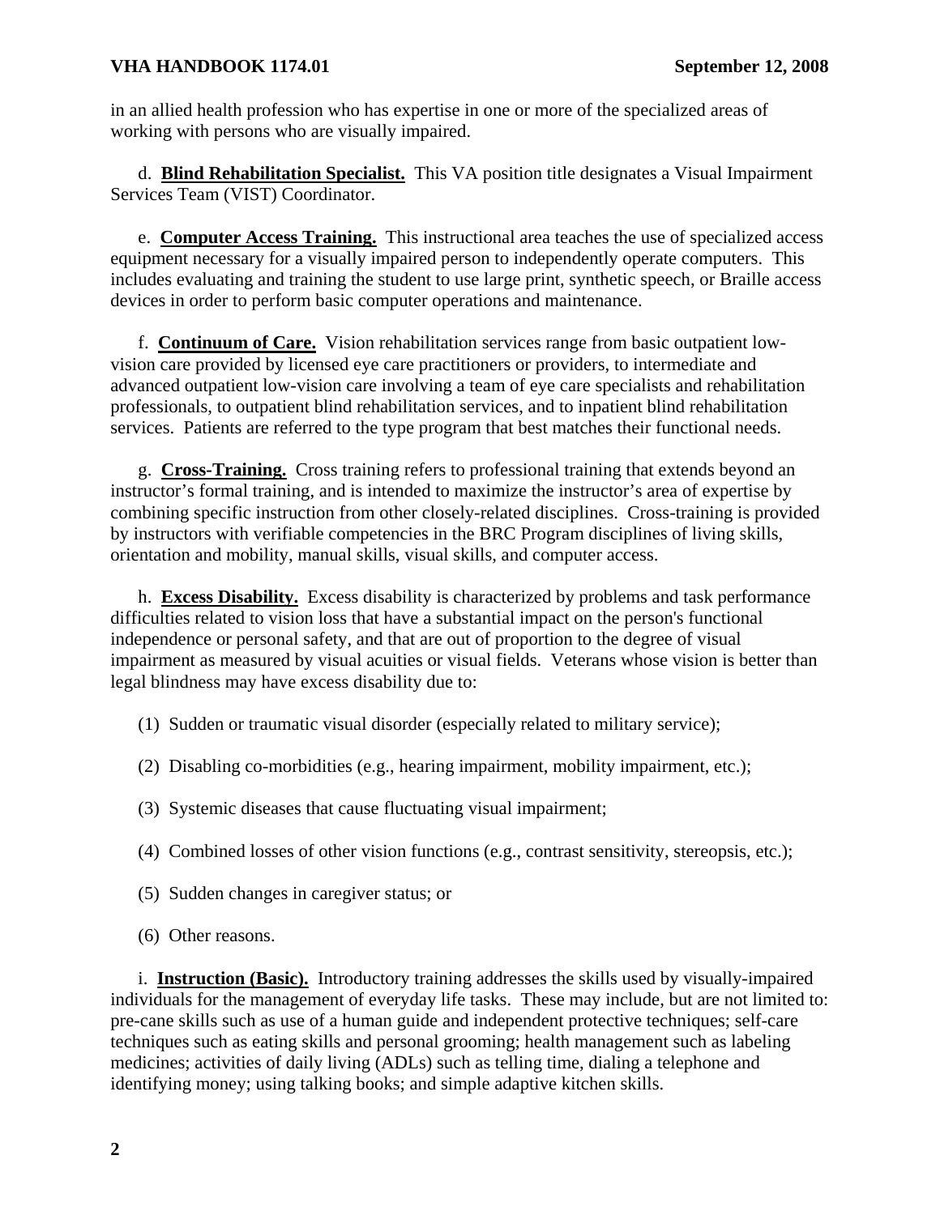in an allied health profession who has expertise in one or more of the specialized areas of working with persons who are visually impaired.

d. **Blind Rehabilitation Specialist.** This VA position title designates a Visual Impairment Services Team (VIST) Coordinator.

e. **Computer Access Training.** This instructional area teaches the use of specialized access equipment necessary for a visually impaired person to independently operate computers. This includes evaluating and training the student to use large print, synthetic speech, or Braille access devices in order to perform basic computer operations and maintenance.

f. **Continuum of Care.** Vision rehabilitation services range from basic outpatient low-vision care provided by licensed eye care practitioners or providers, to intermediate and advanced outpatient low-vision care involving a team of eye care specialists and rehabilitation professionals, to outpatient blind rehabilitation services, and to inpatient blind rehabilitation services. Patients are referred to the type program that best matches their functional needs.

g. **Cross-Training.** Cross training refers to professional training that extends beyond an instructor's formal training, and is intended to maximize the instructor's area of expertise by combining specific instruction from other closely-related disciplines. Cross-training is provided by instructors with verifiable competencies in the BRC Program disciplines of living skills, orientation and mobility, manual skills, visual skills, and computer access.

h. **Excess Disability.** Excess disability is characterized by problems and task performance difficulties related to vision loss that have a substantial impact on the person's functional independence or personal safety, and that are out of proportion to the degree of visual impairment as measured by visual acuities or visual fields. Veterans whose vision is better than legal blindness may have excess disability due to:

(1) Sudden or traumatic visual disorder (especially related to military service);

(2) Disabling co-morbidities (e.g., hearing impairment, mobility impairment, etc.);

(3) Systemic diseases that cause fluctuating visual impairment;

(4) Combined losses of other vision functions (e.g., contrast sensitivity, stereopsis, etc.);

(5) Sudden changes in caregiver status; or

(6) Other reasons.

i. **Instruction (Basic).** Introductory training addresses the skills used by visually-impaired individuals for the management of everyday life tasks. These may include, but are not limited to: pre-cane skills such as use of a human guide and independent protective techniques; self-care techniques such as eating skills and personal grooming; health management such as labeling medicines; activities of daily living (ADLs) such as telling time, dialing a telephone and identifying money; using talking books; and simple adaptive kitchen skills.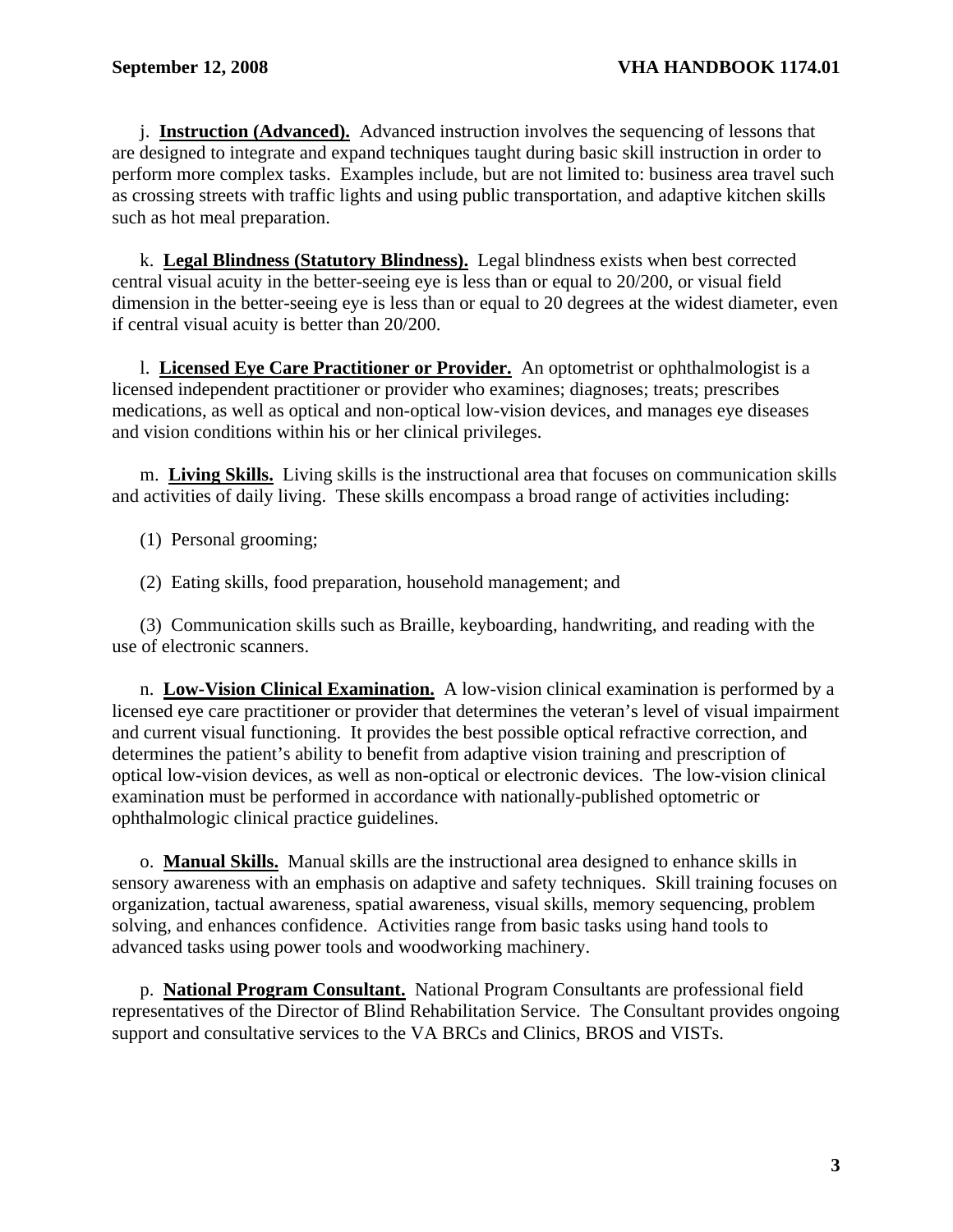j. **Instruction (Advanced).** Advanced instruction involves the sequencing of lessons that are designed to integrate and expand techniques taught during basic skill instruction in order to perform more complex tasks. Examples include, but are not limited to: business area travel such as crossing streets with traffic lights and using public transportation, and adaptive kitchen skills such as hot meal preparation.

k. **Legal Blindness (Statutory Blindness).** Legal blindness exists when best corrected central visual acuity in the better-seeing eye is less than or equal to 20/200, or visual field dimension in the better-seeing eye is less than or equal to 20 degrees at the widest diameter, even if central visual acuity is better than 20/200.

l. **Licensed Eye Care Practitioner or Provider.** An optometrist or ophthalmologist is a licensed independent practitioner or provider who examines; diagnoses; treats; prescribes medications, as well as optical and non-optical low-vision devices, and manages eye diseases and vision conditions within his or her clinical privileges.

m. **Living Skills.** Living skills is the instructional area that focuses on communication skills and activities of daily living. These skills encompass a broad range of activities including:

(1) Personal grooming;

(2) Eating skills, food preparation, household management; and

(3) Communication skills such as Braille, keyboarding, handwriting, and reading with the use of electronic scanners.

n. **Low-Vision Clinical Examination.** A low-vision clinical examination is performed by a licensed eye care practitioner or provider that determines the veteran's level of visual impairment and current visual functioning. It provides the best possible optical refractive correction, and determines the patient's ability to benefit from adaptive vision training and prescription of optical low-vision devices, as well as non-optical or electronic devices. The low-vision clinical examination must be performed in accordance with nationally-published optometric or ophthalmologic clinical practice guidelines.

o. **Manual Skills.** Manual skills are the instructional area designed to enhance skills in sensory awareness with an emphasis on adaptive and safety techniques. Skill training focuses on organization, tactual awareness, spatial awareness, visual skills, memory sequencing, problem solving, and enhances confidence. Activities range from basic tasks using hand tools to advanced tasks using power tools and woodworking machinery.

p. **National Program Consultant.** National Program Consultants are professional field representatives of the Director of Blind Rehabilitation Service. The Consultant provides ongoing support and consultative services to the VA BRCs and Clinics, BROS and VISTs.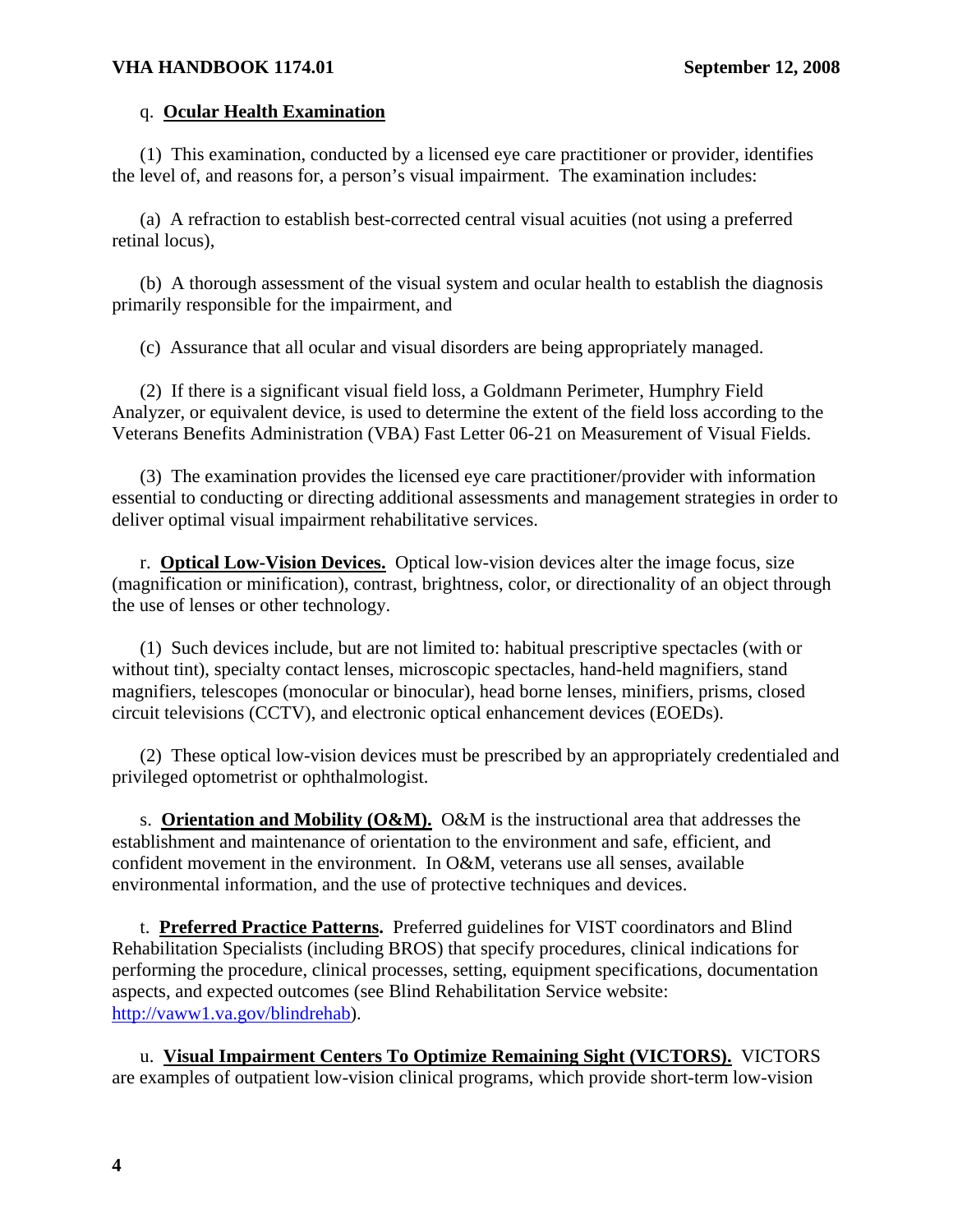q. **Ocular Health Examination**

(1) This examination, conducted by a licensed eye care practitioner or provider, identifies the level of, and reasons for, a person's visual impairment. The examination includes:

(a) A refraction to establish best-corrected central visual acuities (not using a preferred retinal locus),

(b) A thorough assessment of the visual system and ocular health to establish the diagnosis primarily responsible for the impairment, and

(c) Assurance that all ocular and visual disorders are being appropriately managed.

(2) If there is a significant visual field loss, a Goldmann Perimeter, Humphry Field Analyzer, or equivalent device, is used to determine the extent of the field loss according to the Veterans Benefits Administration (VBA) Fast Letter 06-21 on Measurement of Visual Fields.

(3) The examination provides the licensed eye care practitioner/provider with information essential to conducting or directing additional assessments and management strategies in order to deliver optimal visual impairment rehabilitative services.

r. **Optical Low-Vision Devices.** Optical low-vision devices alter the image focus, size (magnification or minification), contrast, brightness, color, or directionality of an object through the use of lenses or other technology.

(1) Such devices include, but are not limited to: habitual prescriptive spectacles (with or without tint), specialty contact lenses, microscopic spectacles, hand-held magnifiers, stand magnifiers, telescopes (monocular or binocular), head borne lenses, minifiers, prisms, closed circuit televisions (CCTV), and electronic optical enhancement devices (EOEDs).

(2) These optical low-vision devices must be prescribed by an appropriately credentialed and privileged optometrist or ophthalmologist.

s. **Orientation and Mobility (O&M).** O&M is the instructional area that addresses the establishment and maintenance of orientation to the environment and safe, efficient, and confident movement in the environment. In O&M, veterans use all senses, available environmental information, and the use of protective techniques and devices.

t. **Preferred Practice Patterns.** Preferred guidelines for VIST coordinators and Blind Rehabilitation Specialists (including BROS) that specify procedures, clinical indications for performing the procedure, clinical processes, setting, equipment specifications, documentation aspects, and expected outcomes (see Blind Rehabilitation Service website: http://vaww1.va.gov/blindrehab).

u. **Visual Impairment Centers To Optimize Remaining Sight (VICTORS).** VICTORS are examples of outpatient low-vision clinical programs, which provide short-term low-vision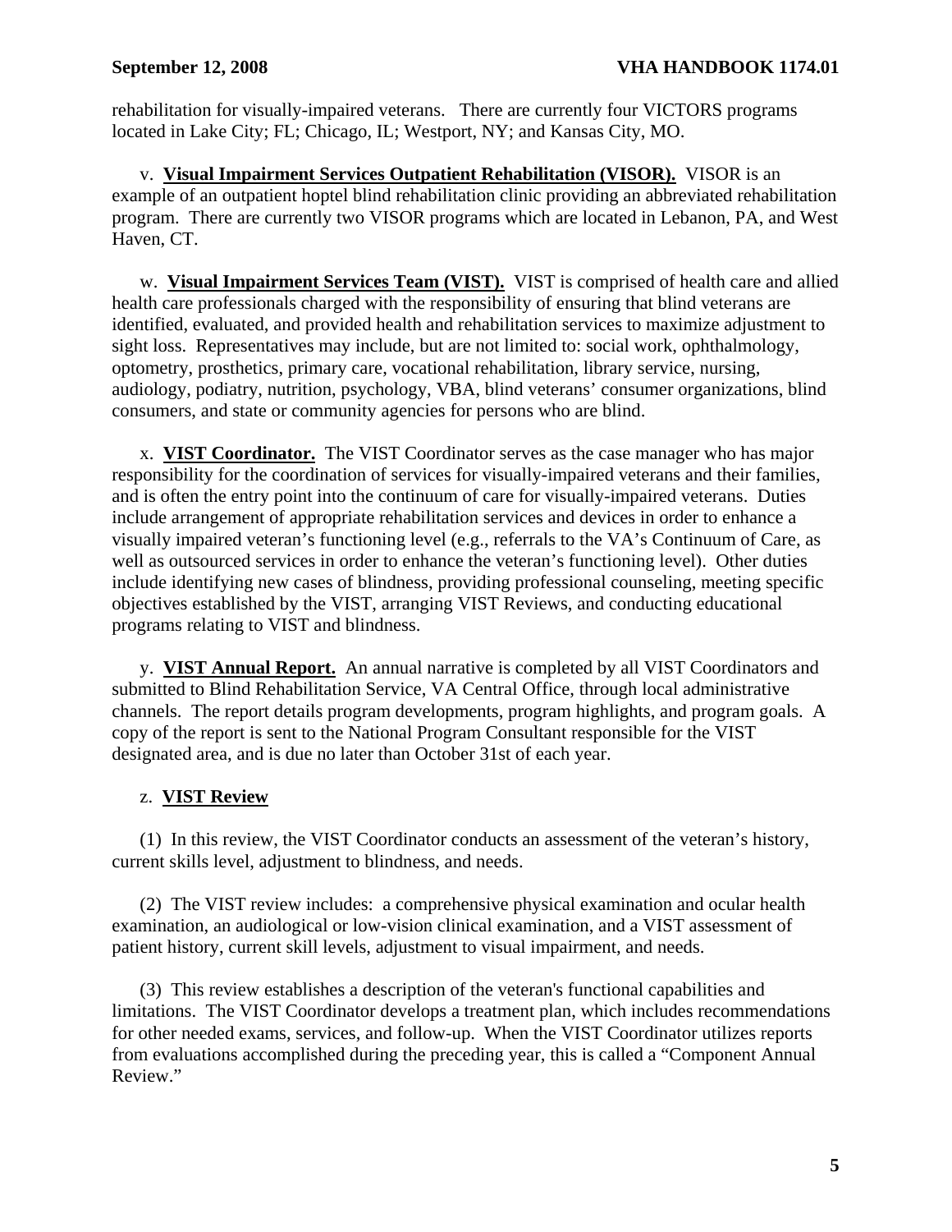rehabilitation for visually-impaired veterans. There are currently four VICTORS programs located in Lake City; FL; Chicago, IL; Westport, NY; and Kansas City, MO.

v. **Visual Impairment Services Outpatient Rehabilitation (VISOR).** VISOR is an example of an outpatient hoptel blind rehabilitation clinic providing an abbreviated rehabilitation program. There are currently two VISOR programs which are located in Lebanon, PA, and West Haven, CT.

w. **Visual Impairment Services Team (VIST).** VIST is comprised of health care and allied health care professionals charged with the responsibility of ensuring that blind veterans are identified, evaluated, and provided health and rehabilitation services to maximize adjustment to sight loss. Representatives may include, but are not limited to: social work, ophthalmology, optometry, prosthetics, primary care, vocational rehabilitation, library service, nursing, audiology, podiatry, nutrition, psychology, VBA, blind veterans' consumer organizations, blind consumers, and state or community agencies for persons who are blind.

x. **VIST Coordinator.** The VIST Coordinator serves as the case manager who has major responsibility for the coordination of services for visually-impaired veterans and their families, and is often the entry point into the continuum of care for visually-impaired veterans. Duties include arrangement of appropriate rehabilitation services and devices in order to enhance a visually impaired veteran's functioning level (e.g., referrals to the VA's Continuum of Care, as well as outsourced services in order to enhance the veteran's functioning level). Other duties include identifying new cases of blindness, providing professional counseling, meeting specific objectives established by the VIST, arranging VIST Reviews, and conducting educational programs relating to VIST and blindness.

y. **VIST Annual Report.** An annual narrative is completed by all VIST Coordinators and submitted to Blind Rehabilitation Service, VA Central Office, through local administrative channels. The report details program developments, program highlights, and program goals. A copy of the report is sent to the National Program Consultant responsible for the VIST designated area, and is due no later than October 31st of each year.

z. **VIST Review**

(1) In this review, the VIST Coordinator conducts an assessment of the veteran's history, current skills level, adjustment to blindness, and needs.

(2) The VIST review includes: a comprehensive physical examination and ocular health examination, an audiological or low-vision clinical examination, and a VIST assessment of patient history, current skill levels, adjustment to visual impairment, and needs.

(3) This review establishes a description of the veteran's functional capabilities and limitations. The VIST Coordinator develops a treatment plan, which includes recommendations for other needed exams, services, and follow-up. When the VIST Coordinator utilizes reports from evaluations accomplished during the preceding year, this is called a "Component Annual Review."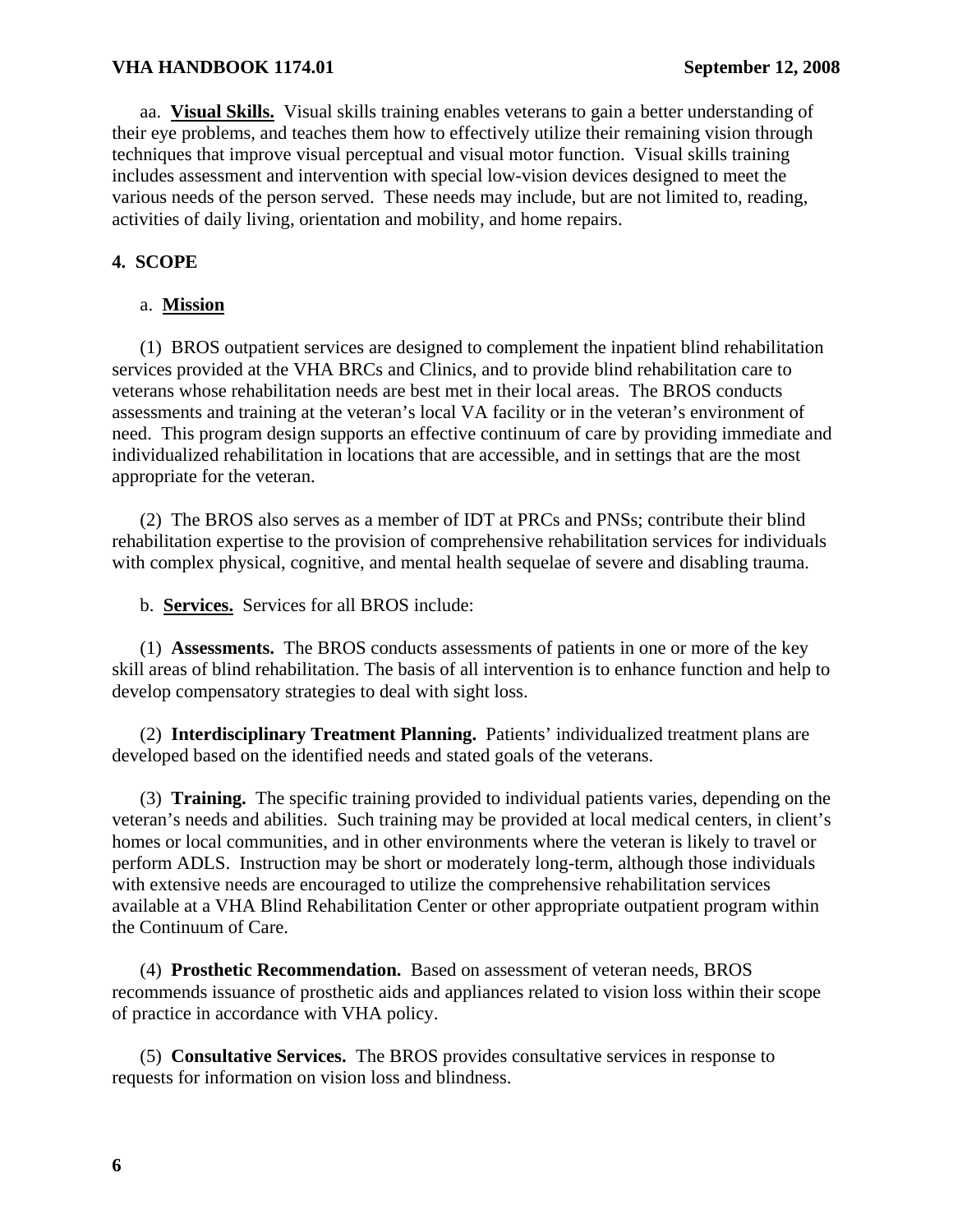aa. **Visual Skills.** Visual skills training enables veterans to gain a better understanding of their eye problems, and teaches them how to effectively utilize their remaining vision through techniques that improve visual perceptual and visual motor function. Visual skills training includes assessment and intervention with special low-vision devices designed to meet the various needs of the person served. These needs may include, but are not limited to, reading, activities of daily living, orientation and mobility, and home repairs.

## 4. SCOPE

a. **Mission**

(1) BROS outpatient services are designed to complement the inpatient blind rehabilitation services provided at the VHA BRCs and Clinics, and to provide blind rehabilitation care to veterans whose rehabilitation needs are best met in their local areas. The BROS conducts assessments and training at the veteran's local VA facility or in the veteran's environment of need. This program design supports an effective continuum of care by providing immediate and individualized rehabilitation in locations that are accessible, and in settings that are the most appropriate for the veteran.

(2) The BROS also serves as a member of IDT at PRCs and PNSs; contribute their blind rehabilitation expertise to the provision of comprehensive rehabilitation services for individuals with complex physical, cognitive, and mental health sequelae of severe and disabling trauma.

b. **Services.** Services for all BROS include:

(1) **Assessments.** The BROS conducts assessments of patients in one or more of the key skill areas of blind rehabilitation. The basis of all intervention is to enhance function and help to develop compensatory strategies to deal with sight loss.

(2) **Interdisciplinary Treatment Planning.** Patients' individualized treatment plans are developed based on the identified needs and stated goals of the veterans.

(3) **Training.** The specific training provided to individual patients varies, depending on the veteran's needs and abilities. Such training may be provided at local medical centers, in client's homes or local communities, and in other environments where the veteran is likely to travel or perform ADLS. Instruction may be short or moderately long-term, although those individuals with extensive needs are encouraged to utilize the comprehensive rehabilitation services available at a VHA Blind Rehabilitation Center or other appropriate outpatient program within the Continuum of Care.

(4) **Prosthetic Recommendation.** Based on assessment of veteran needs, BROS recommends issuance of prosthetic aids and appliances related to vision loss within their scope of practice in accordance with VHA policy.

(5) **Consultative Services.** The BROS provides consultative services in response to requests for information on vision loss and blindness.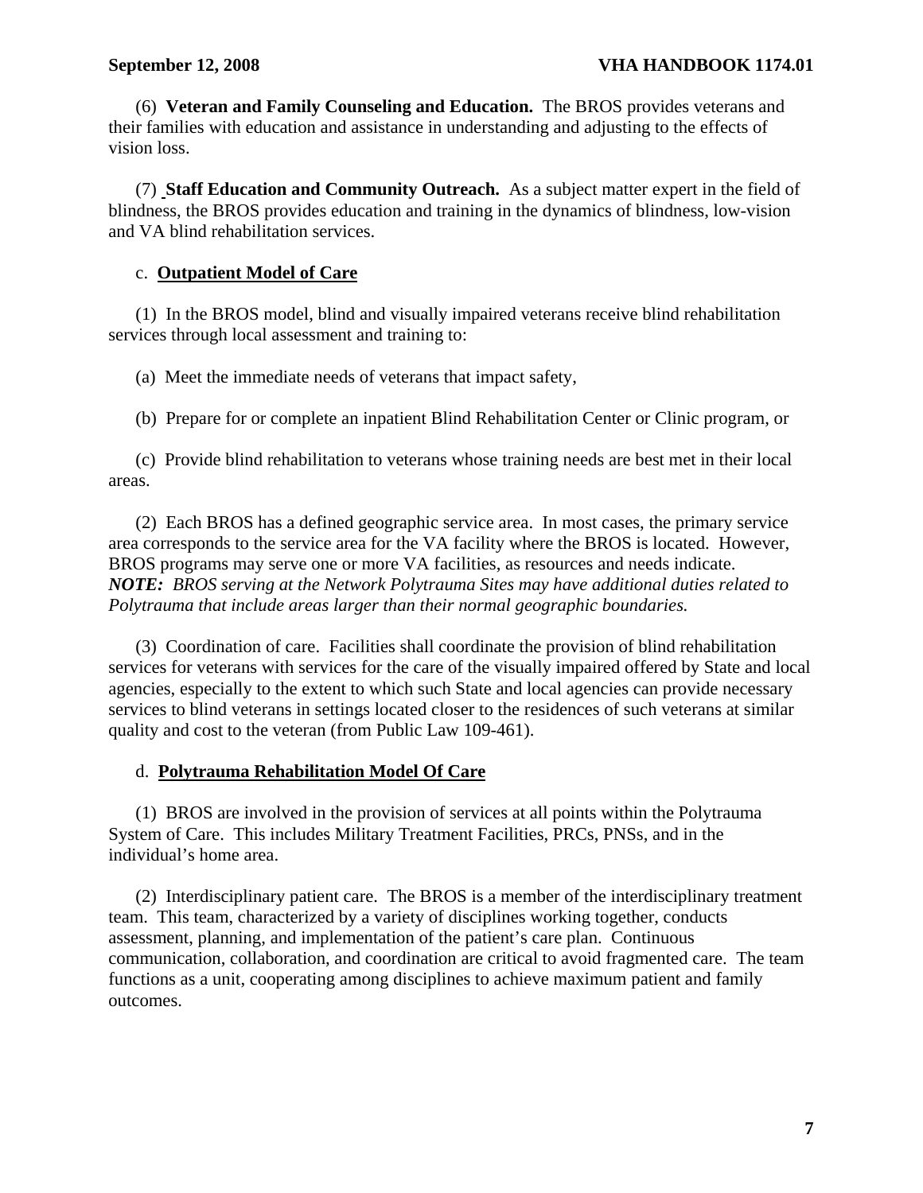(6) **Veteran and Family Counseling and Education.** The BROS provides veterans and their families with education and assistance in understanding and adjusting to the effects of vision loss.

(7) **Staff Education and Community Outreach.** As a subject matter expert in the field of blindness, the BROS provides education and training in the dynamics of blindness, low-vision and VA blind rehabilitation services.

c. **Outpatient Model of Care**

(1) In the BROS model, blind and visually impaired veterans receive blind rehabilitation services through local assessment and training to:

(a) Meet the immediate needs of veterans that impact safety,

(b) Prepare for or complete an inpatient Blind Rehabilitation Center or Clinic program, or

(c) Provide blind rehabilitation to veterans whose training needs are best met in their local areas.

(2) Each BROS has a defined geographic service area. In most cases, the primary service area corresponds to the service area for the VA facility where the BROS is located. However, BROS programs may serve one or more VA facilities, as resources and needs indicate. ***NOTE:*** *BROS serving at the Network Polytrauma Sites may have additional duties related to Polytrauma that include areas larger than their normal geographic boundaries.*

(3) Coordination of care. Facilities shall coordinate the provision of blind rehabilitation services for veterans with services for the care of the visually impaired offered by State and local agencies, especially to the extent to which such State and local agencies can provide necessary services to blind veterans in settings located closer to the residences of such veterans at similar quality and cost to the veteran (from Public Law 109-461).

d. **Polytrauma Rehabilitation Model Of Care**

(1) BROS are involved in the provision of services at all points within the Polytrauma System of Care. This includes Military Treatment Facilities, PRCs, PNSs, and in the individual's home area.

(2) Interdisciplinary patient care. The BROS is a member of the interdisciplinary treatment team. This team, characterized by a variety of disciplines working together, conducts assessment, planning, and implementation of the patient's care plan. Continuous communication, collaboration, and coordination are critical to avoid fragmented care. The team functions as a unit, cooperating among disciplines to achieve maximum patient and family outcomes.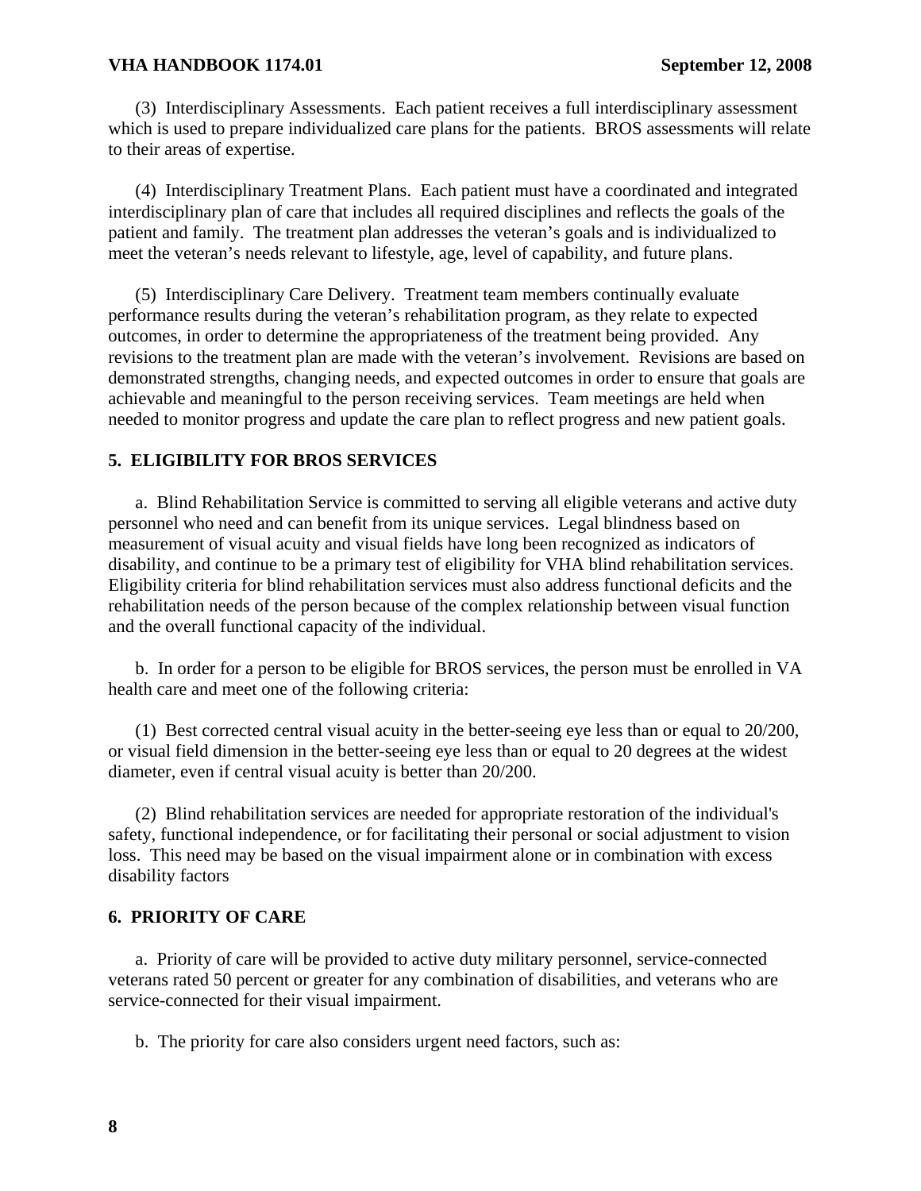(3) Interdisciplinary Assessments. Each patient receives a full interdisciplinary assessment which is used to prepare individualized care plans for the patients. BROS assessments will relate to their areas of expertise.

(4) Interdisciplinary Treatment Plans. Each patient must have a coordinated and integrated interdisciplinary plan of care that includes all required disciplines and reflects the goals of the patient and family. The treatment plan addresses the veteran's goals and is individualized to meet the veteran's needs relevant to lifestyle, age, level of capability, and future plans.

(5) Interdisciplinary Care Delivery. Treatment team members continually evaluate performance results during the veteran's rehabilitation program, as they relate to expected outcomes, in order to determine the appropriateness of the treatment being provided. Any revisions to the treatment plan are made with the veteran's involvement. Revisions are based on demonstrated strengths, changing needs, and expected outcomes in order to ensure that goals are achievable and meaningful to the person receiving services. Team meetings are held when needed to monitor progress and update the care plan to reflect progress and new patient goals.

## 5. ELIGIBILITY FOR BROS SERVICES

a. Blind Rehabilitation Service is committed to serving all eligible veterans and active duty personnel who need and can benefit from its unique services. Legal blindness based on measurement of visual acuity and visual fields have long been recognized as indicators of disability, and continue to be a primary test of eligibility for VHA blind rehabilitation services. Eligibility criteria for blind rehabilitation services must also address functional deficits and the rehabilitation needs of the person because of the complex relationship between visual function and the overall functional capacity of the individual.

b. In order for a person to be eligible for BROS services, the person must be enrolled in VA health care and meet one of the following criteria:

(1) Best corrected central visual acuity in the better-seeing eye less than or equal to 20/200, or visual field dimension in the better-seeing eye less than or equal to 20 degrees at the widest diameter, even if central visual acuity is better than 20/200.

(2) Blind rehabilitation services are needed for appropriate restoration of the individual's safety, functional independence, or for facilitating their personal or social adjustment to vision loss. This need may be based on the visual impairment alone or in combination with excess disability factors

## 6. PRIORITY OF CARE

a. Priority of care will be provided to active duty military personnel, service-connected veterans rated 50 percent or greater for any combination of disabilities, and veterans who are service-connected for their visual impairment.

b. The priority for care also considers urgent need factors, such as: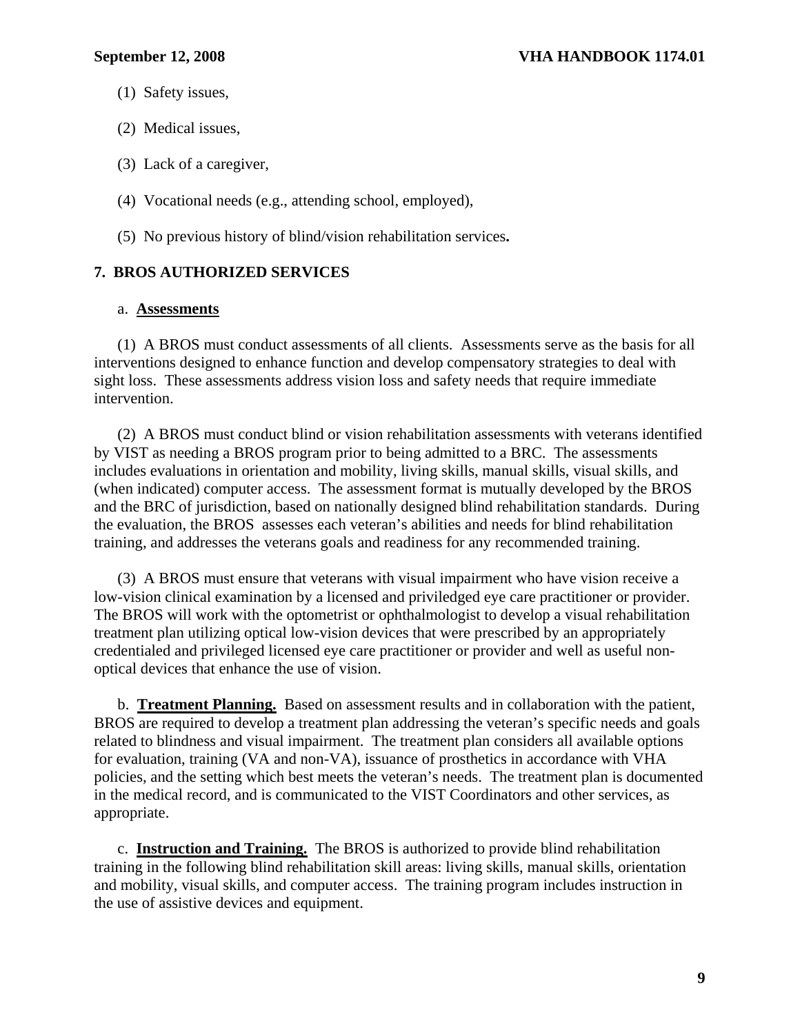(1) Safety issues,

(2) Medical issues,

(3) Lack of a caregiver,

(4) Vocational needs (e.g., attending school, employed),

(5) No previous history of blind/vision rehabilitation services**.**

## 7. BROS AUTHORIZED SERVICES

a. **Assessments**

(1) A BROS must conduct assessments of all clients. Assessments serve as the basis for all interventions designed to enhance function and develop compensatory strategies to deal with sight loss. These assessments address vision loss and safety needs that require immediate intervention.

(2) A BROS must conduct blind or vision rehabilitation assessments with veterans identified by VIST as needing a BROS program prior to being admitted to a BRC. The assessments includes evaluations in orientation and mobility, living skills, manual skills, visual skills, and (when indicated) computer access. The assessment format is mutually developed by the BROS and the BRC of jurisdiction, based on nationally designed blind rehabilitation standards. During the evaluation, the BROS assesses each veteran's abilities and needs for blind rehabilitation training, and addresses the veterans goals and readiness for any recommended training.

(3) A BROS must ensure that veterans with visual impairment who have vision receive a low-vision clinical examination by a licensed and priviledged eye care practitioner or provider. The BROS will work with the optometrist or ophthalmologist to develop a visual rehabilitation treatment plan utilizing optical low-vision devices that were prescribed by an appropriately credentialed and privileged licensed eye care practitioner or provider and well as useful non-optical devices that enhance the use of vision.

b. **Treatment Planning.** Based on assessment results and in collaboration with the patient, BROS are required to develop a treatment plan addressing the veteran's specific needs and goals related to blindness and visual impairment. The treatment plan considers all available options for evaluation, training (VA and non-VA), issuance of prosthetics in accordance with VHA policies, and the setting which best meets the veteran's needs. The treatment plan is documented in the medical record, and is communicated to the VIST Coordinators and other services, as appropriate.

c. **Instruction and Training.** The BROS is authorized to provide blind rehabilitation training in the following blind rehabilitation skill areas: living skills, manual skills, orientation and mobility, visual skills, and computer access. The training program includes instruction in the use of assistive devices and equipment.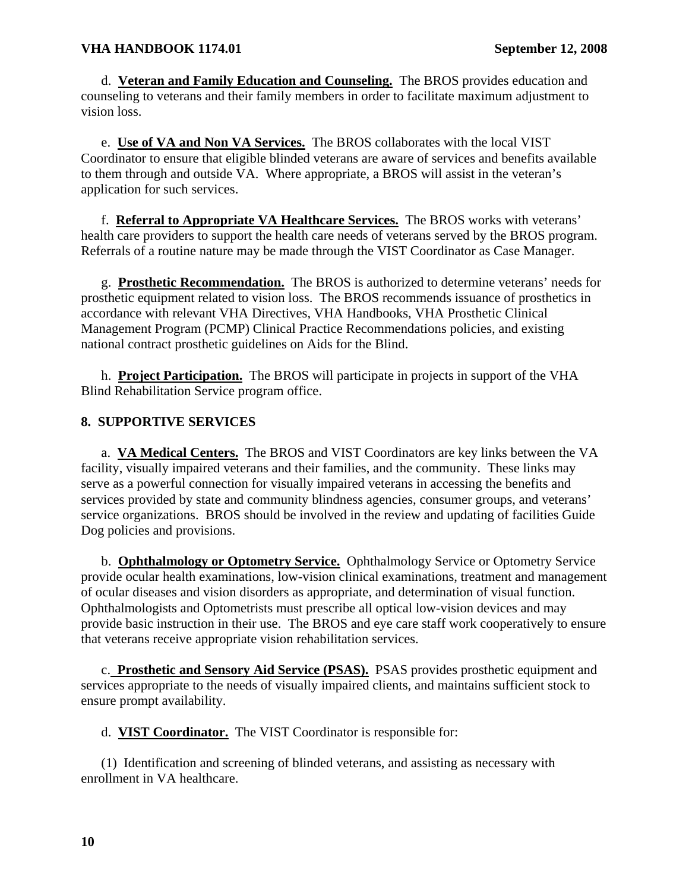d. **Veteran and Family Education and Counseling.** The BROS provides education and counseling to veterans and their family members in order to facilitate maximum adjustment to vision loss.

e. **Use of VA and Non VA Services.** The BROS collaborates with the local VIST Coordinator to ensure that eligible blinded veterans are aware of services and benefits available to them through and outside VA. Where appropriate, a BROS will assist in the veteran's application for such services.

f. **Referral to Appropriate VA Healthcare Services.** The BROS works with veterans' health care providers to support the health care needs of veterans served by the BROS program. Referrals of a routine nature may be made through the VIST Coordinator as Case Manager.

g. **Prosthetic Recommendation.** The BROS is authorized to determine veterans' needs for prosthetic equipment related to vision loss. The BROS recommends issuance of prosthetics in accordance with relevant VHA Directives, VHA Handbooks, VHA Prosthetic Clinical Management Program (PCMP) Clinical Practice Recommendations policies, and existing national contract prosthetic guidelines on Aids for the Blind.

h. **Project Participation.** The BROS will participate in projects in support of the VHA Blind Rehabilitation Service program office.

## 8. SUPPORTIVE SERVICES

a. **VA Medical Centers.** The BROS and VIST Coordinators are key links between the VA facility, visually impaired veterans and their families, and the community. These links may serve as a powerful connection for visually impaired veterans in accessing the benefits and services provided by state and community blindness agencies, consumer groups, and veterans' service organizations. BROS should be involved in the review and updating of facilities Guide Dog policies and provisions.

b. **Ophthalmology or Optometry Service.** Ophthalmology Service or Optometry Service provide ocular health examinations, low-vision clinical examinations, treatment and management of ocular diseases and vision disorders as appropriate, and determination of visual function. Ophthalmologists and Optometrists must prescribe all optical low-vision devices and may provide basic instruction in their use. The BROS and eye care staff work cooperatively to ensure that veterans receive appropriate vision rehabilitation services.

c. **Prosthetic and Sensory Aid Service (PSAS).** PSAS provides prosthetic equipment and services appropriate to the needs of visually impaired clients, and maintains sufficient stock to ensure prompt availability.

d. **VIST Coordinator.** The VIST Coordinator is responsible for:

(1) Identification and screening of blinded veterans, and assisting as necessary with enrollment in VA healthcare.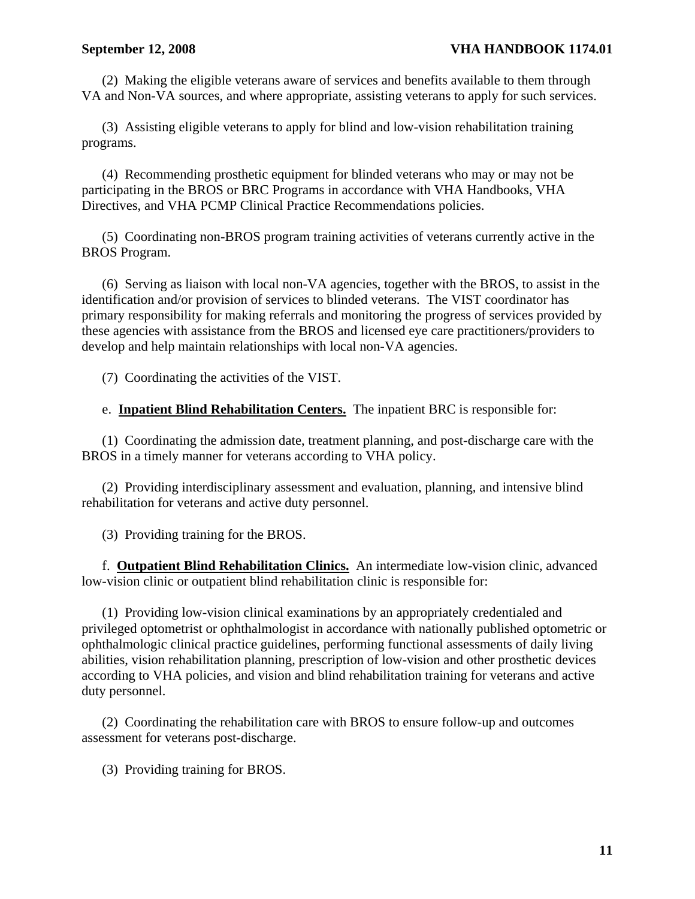(2) Making the eligible veterans aware of services and benefits available to them through VA and Non-VA sources, and where appropriate, assisting veterans to apply for such services.

(3) Assisting eligible veterans to apply for blind and low-vision rehabilitation training programs.

(4) Recommending prosthetic equipment for blinded veterans who may or may not be participating in the BROS or BRC Programs in accordance with VHA Handbooks, VHA Directives, and VHA PCMP Clinical Practice Recommendations policies.

(5) Coordinating non-BROS program training activities of veterans currently active in the BROS Program.

(6) Serving as liaison with local non-VA agencies, together with the BROS, to assist in the identification and/or provision of services to blinded veterans. The VIST coordinator has primary responsibility for making referrals and monitoring the progress of services provided by these agencies with assistance from the BROS and licensed eye care practitioners/providers to develop and help maintain relationships with local non-VA agencies.

(7) Coordinating the activities of the VIST.

e. **Inpatient Blind Rehabilitation Centers.** The inpatient BRC is responsible for:

(1) Coordinating the admission date, treatment planning, and post-discharge care with the BROS in a timely manner for veterans according to VHA policy.

(2) Providing interdisciplinary assessment and evaluation, planning, and intensive blind rehabilitation for veterans and active duty personnel.

(3) Providing training for the BROS.

f. **Outpatient Blind Rehabilitation Clinics.** An intermediate low-vision clinic, advanced low-vision clinic or outpatient blind rehabilitation clinic is responsible for:

(1) Providing low-vision clinical examinations by an appropriately credentialed and privileged optometrist or ophthalmologist in accordance with nationally published optometric or ophthalmologic clinical practice guidelines, performing functional assessments of daily living abilities, vision rehabilitation planning, prescription of low-vision and other prosthetic devices according to VHA policies, and vision and blind rehabilitation training for veterans and active duty personnel.

(2) Coordinating the rehabilitation care with BROS to ensure follow-up and outcomes assessment for veterans post-discharge.

(3) Providing training for BROS.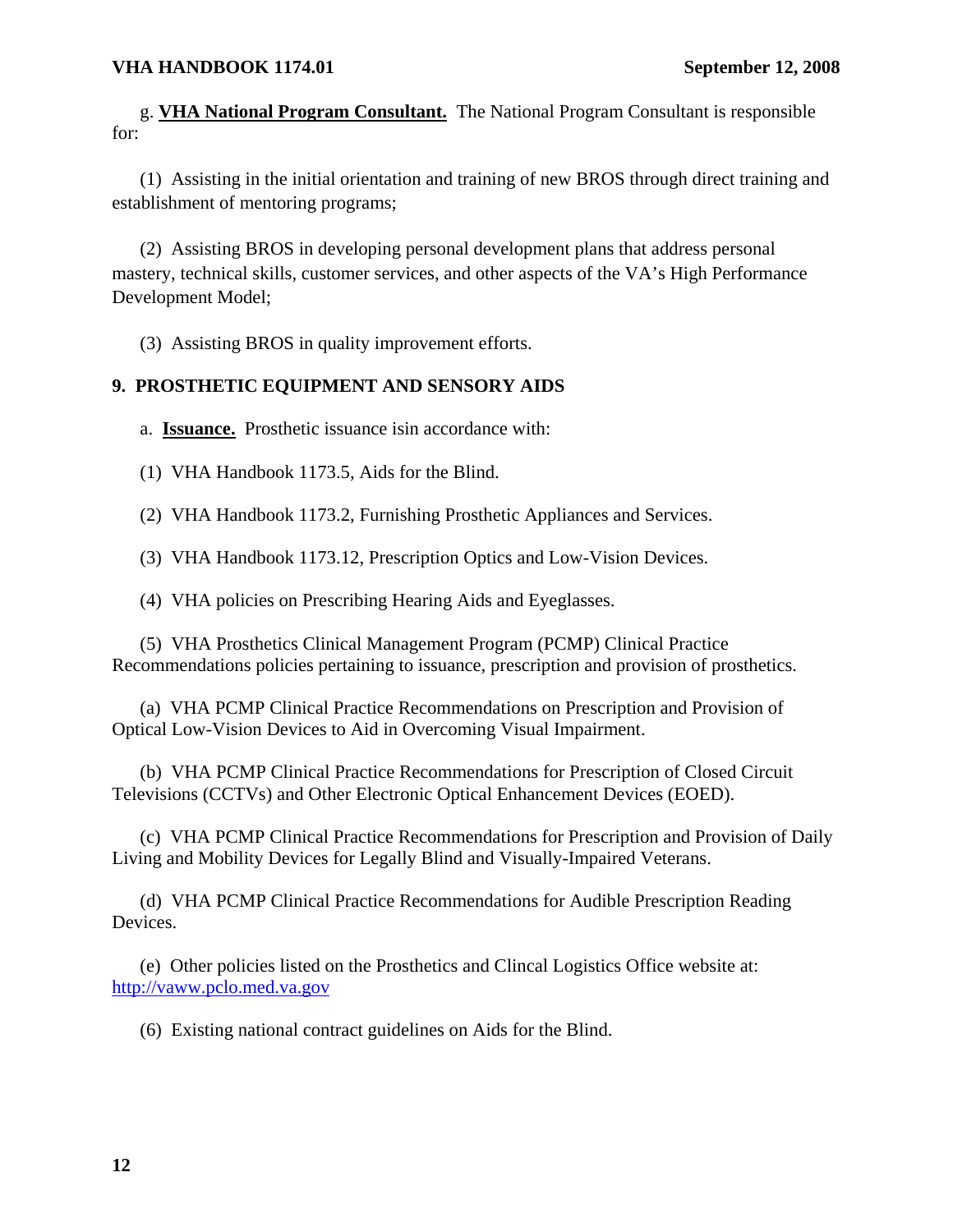g. **VHA National Program Consultant.** The National Program Consultant is responsible for:

(1) Assisting in the initial orientation and training of new BROS through direct training and establishment of mentoring programs;

(2) Assisting BROS in developing personal development plans that address personal mastery, technical skills, customer services, and other aspects of the VA's High Performance Development Model;

(3) Assisting BROS in quality improvement efforts.

## 9. PROSTHETIC EQUIPMENT AND SENSORY AIDS

a. **Issuance.** Prosthetic issuance isin accordance with:

(1) VHA Handbook 1173.5, Aids for the Blind.

(2) VHA Handbook 1173.2, Furnishing Prosthetic Appliances and Services.

(3) VHA Handbook 1173.12, Prescription Optics and Low-Vision Devices.

(4) VHA policies on Prescribing Hearing Aids and Eyeglasses.

(5) VHA Prosthetics Clinical Management Program (PCMP) Clinical Practice Recommendations policies pertaining to issuance, prescription and provision of prosthetics.

(a) VHA PCMP Clinical Practice Recommendations on Prescription and Provision of Optical Low-Vision Devices to Aid in Overcoming Visual Impairment.

(b) VHA PCMP Clinical Practice Recommendations for Prescription of Closed Circuit Televisions (CCTVs) and Other Electronic Optical Enhancement Devices (EOED).

(c) VHA PCMP Clinical Practice Recommendations for Prescription and Provision of Daily Living and Mobility Devices for Legally Blind and Visually-Impaired Veterans.

(d) VHA PCMP Clinical Practice Recommendations for Audible Prescription Reading Devices.

(e) Other policies listed on the Prosthetics and Clincal Logistics Office website at: http://vaww.pclo.med.va.gov

(6) Existing national contract guidelines on Aids for the Blind.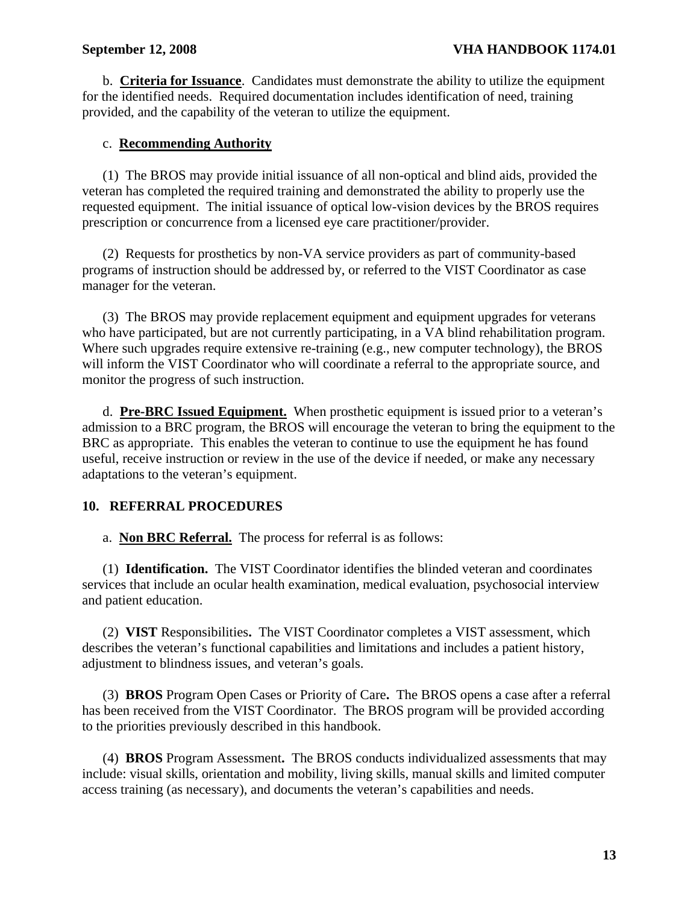b. **Criteria for Issuance**. Candidates must demonstrate the ability to utilize the equipment for the identified needs. Required documentation includes identification of need, training provided, and the capability of the veteran to utilize the equipment.

c. **Recommending Authority**

(1) The BROS may provide initial issuance of all non-optical and blind aids, provided the veteran has completed the required training and demonstrated the ability to properly use the requested equipment. The initial issuance of optical low-vision devices by the BROS requires prescription or concurrence from a licensed eye care practitioner/provider.

(2) Requests for prosthetics by non-VA service providers as part of community-based programs of instruction should be addressed by, or referred to the VIST Coordinator as case manager for the veteran.

(3) The BROS may provide replacement equipment and equipment upgrades for veterans who have participated, but are not currently participating, in a VA blind rehabilitation program. Where such upgrades require extensive re-training (e.g., new computer technology), the BROS will inform the VIST Coordinator who will coordinate a referral to the appropriate source, and monitor the progress of such instruction.

d. **Pre-BRC Issued Equipment.** When prosthetic equipment is issued prior to a veteran's admission to a BRC program, the BROS will encourage the veteran to bring the equipment to the BRC as appropriate. This enables the veteran to continue to use the equipment he has found useful, receive instruction or review in the use of the device if needed, or make any necessary adaptations to the veteran's equipment.

## 10. REFERRAL PROCEDURES

a. **Non BRC Referral.** The process for referral is as follows:

(1) **Identification.** The VIST Coordinator identifies the blinded veteran and coordinates services that include an ocular health examination, medical evaluation, psychosocial interview and patient education.

(2) **VIST** Responsibilities**.** The VIST Coordinator completes a VIST assessment, which describes the veteran's functional capabilities and limitations and includes a patient history, adjustment to blindness issues, and veteran's goals.

(3) **BROS** Program Open Cases or Priority of Care**.** The BROS opens a case after a referral has been received from the VIST Coordinator. The BROS program will be provided according to the priorities previously described in this handbook.

(4) **BROS** Program Assessment**.** The BROS conducts individualized assessments that may include: visual skills, orientation and mobility, living skills, manual skills and limited computer access training (as necessary), and documents the veteran's capabilities and needs.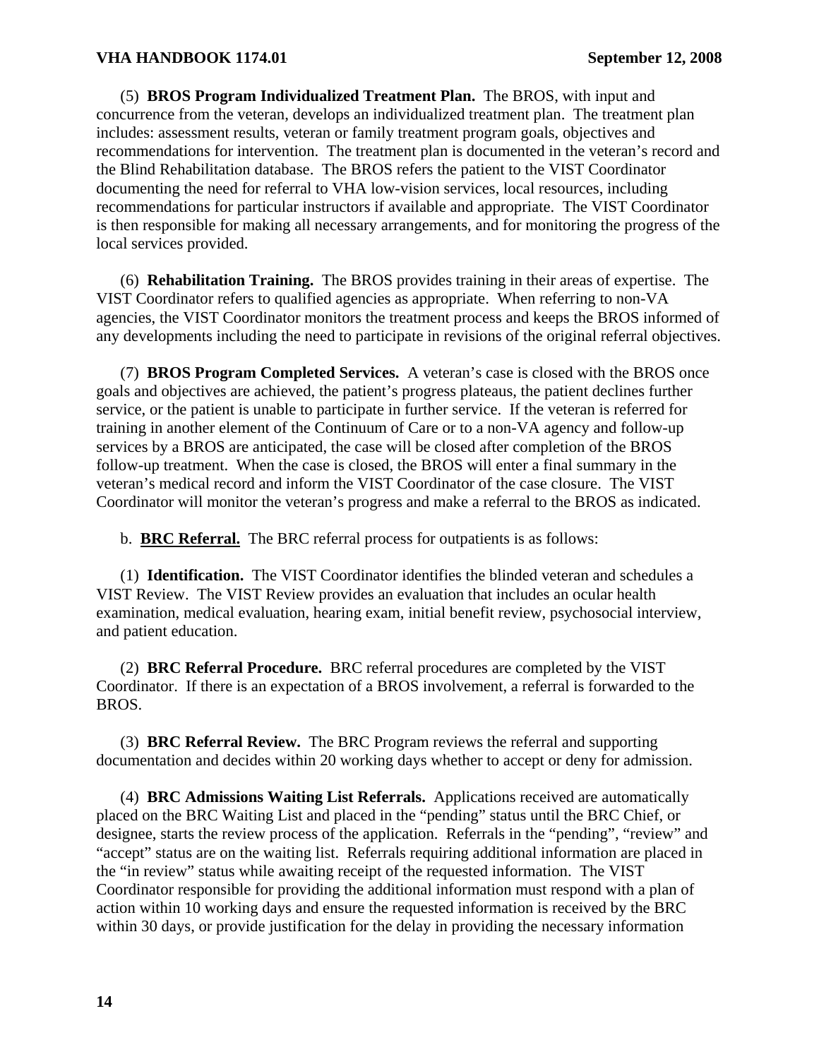(5) **BROS Program Individualized Treatment Plan.** The BROS, with input and concurrence from the veteran, develops an individualized treatment plan. The treatment plan includes: assessment results, veteran or family treatment program goals, objectives and recommendations for intervention. The treatment plan is documented in the veteran's record and the Blind Rehabilitation database. The BROS refers the patient to the VIST Coordinator documenting the need for referral to VHA low-vision services, local resources, including recommendations for particular instructors if available and appropriate. The VIST Coordinator is then responsible for making all necessary arrangements, and for monitoring the progress of the local services provided.

(6) **Rehabilitation Training.** The BROS provides training in their areas of expertise. The VIST Coordinator refers to qualified agencies as appropriate. When referring to non-VA agencies, the VIST Coordinator monitors the treatment process and keeps the BROS informed of any developments including the need to participate in revisions of the original referral objectives.

(7) **BROS Program Completed Services.** A veteran's case is closed with the BROS once goals and objectives are achieved, the patient's progress plateaus, the patient declines further service, or the patient is unable to participate in further service. If the veteran is referred for training in another element of the Continuum of Care or to a non-VA agency and follow-up services by a BROS are anticipated, the case will be closed after completion of the BROS follow-up treatment. When the case is closed, the BROS will enter a final summary in the veteran's medical record and inform the VIST Coordinator of the case closure. The VIST Coordinator will monitor the veteran's progress and make a referral to the BROS as indicated.

b. **BRC Referral.** The BRC referral process for outpatients is as follows:

(1) **Identification.** The VIST Coordinator identifies the blinded veteran and schedules a VIST Review. The VIST Review provides an evaluation that includes an ocular health examination, medical evaluation, hearing exam, initial benefit review, psychosocial interview, and patient education.

(2) **BRC Referral Procedure.** BRC referral procedures are completed by the VIST Coordinator. If there is an expectation of a BROS involvement, a referral is forwarded to the BROS.

(3) **BRC Referral Review.** The BRC Program reviews the referral and supporting documentation and decides within 20 working days whether to accept or deny for admission.

(4) **BRC Admissions Waiting List Referrals.** Applications received are automatically placed on the BRC Waiting List and placed in the "pending" status until the BRC Chief, or designee, starts the review process of the application. Referrals in the "pending", "review" and "accept" status are on the waiting list. Referrals requiring additional information are placed in the "in review" status while awaiting receipt of the requested information. The VIST Coordinator responsible for providing the additional information must respond with a plan of action within 10 working days and ensure the requested information is received by the BRC within 30 days, or provide justification for the delay in providing the necessary information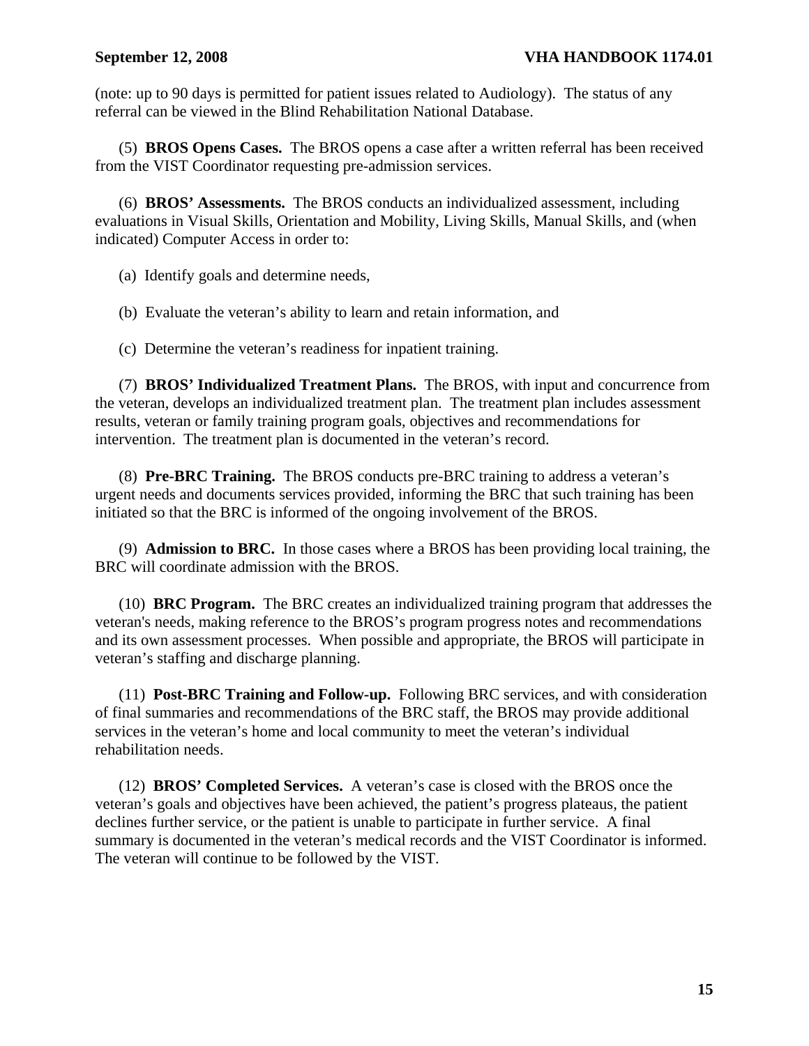(note: up to 90 days is permitted for patient issues related to Audiology). The status of any referral can be viewed in the Blind Rehabilitation National Database.

(5) **BROS Opens Cases.** The BROS opens a case after a written referral has been received from the VIST Coordinator requesting pre-admission services.

(6) **BROS' Assessments.** The BROS conducts an individualized assessment, including evaluations in Visual Skills, Orientation and Mobility, Living Skills, Manual Skills, and (when indicated) Computer Access in order to:

(a) Identify goals and determine needs,

(b) Evaluate the veteran's ability to learn and retain information, and

(c) Determine the veteran's readiness for inpatient training.

(7) **BROS' Individualized Treatment Plans.** The BROS, with input and concurrence from the veteran, develops an individualized treatment plan. The treatment plan includes assessment results, veteran or family training program goals, objectives and recommendations for intervention. The treatment plan is documented in the veteran's record.

(8) **Pre-BRC Training.** The BROS conducts pre-BRC training to address a veteran's urgent needs and documents services provided, informing the BRC that such training has been initiated so that the BRC is informed of the ongoing involvement of the BROS.

(9) **Admission to BRC.** In those cases where a BROS has been providing local training, the BRC will coordinate admission with the BROS.

(10) **BRC Program.** The BRC creates an individualized training program that addresses the veteran's needs, making reference to the BROS's program progress notes and recommendations and its own assessment processes. When possible and appropriate, the BROS will participate in veteran's staffing and discharge planning.

(11) **Post-BRC Training and Follow-up.** Following BRC services, and with consideration of final summaries and recommendations of the BRC staff, the BROS may provide additional services in the veteran's home and local community to meet the veteran's individual rehabilitation needs.

(12) **BROS' Completed Services.** A veteran's case is closed with the BROS once the veteran's goals and objectives have been achieved, the patient's progress plateaus, the patient declines further service, or the patient is unable to participate in further service. A final summary is documented in the veteran's medical records and the VIST Coordinator is informed. The veteran will continue to be followed by the VIST.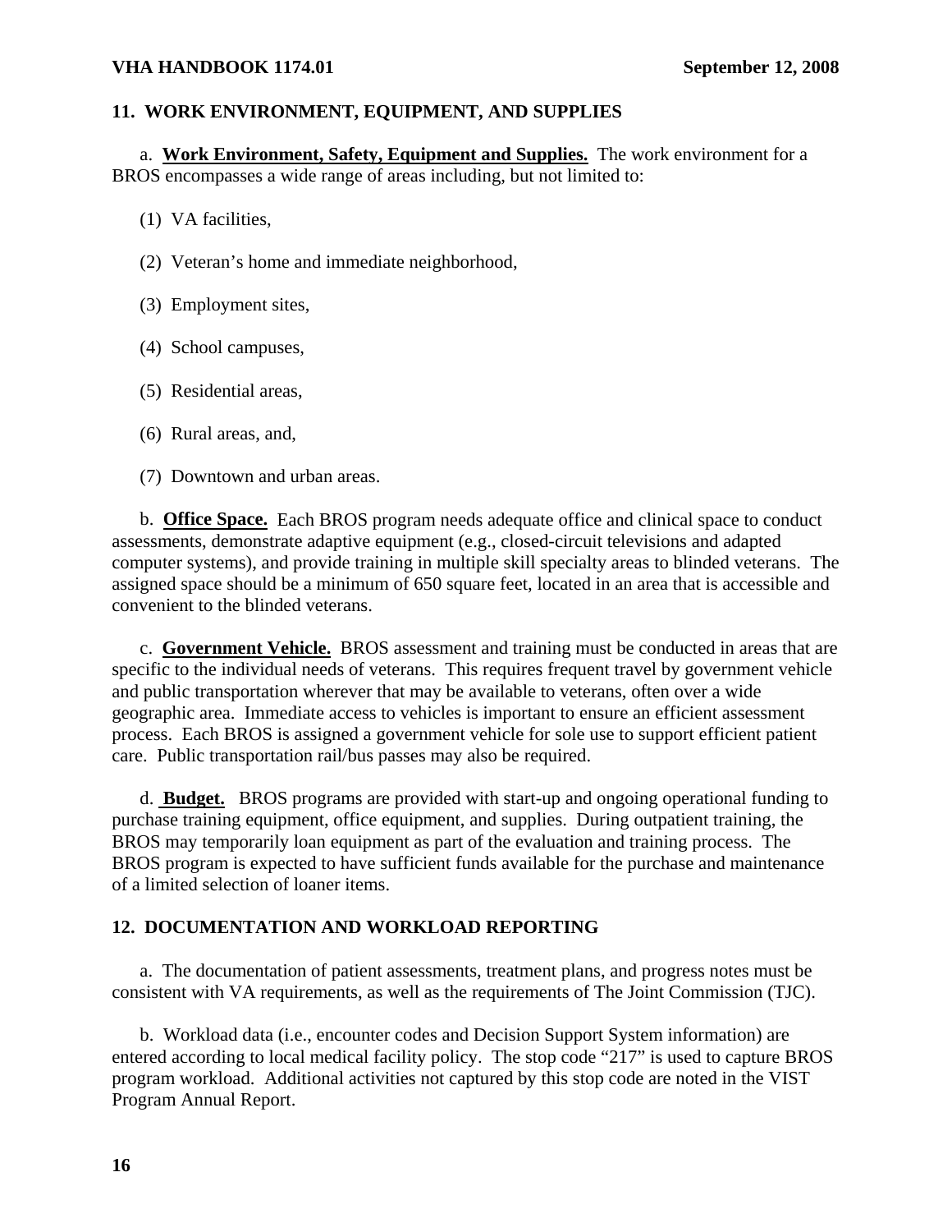## 11. WORK ENVIRONMENT, EQUIPMENT, AND SUPPLIES

a. **Work Environment, Safety, Equipment and Supplies.** The work environment for a BROS encompasses a wide range of areas including, but not limited to:

(1) VA facilities,

(2) Veteran's home and immediate neighborhood,

(3) Employment sites,

(4) School campuses,

(5) Residential areas,

(6) Rural areas, and,

(7) Downtown and urban areas.

b. **Office Space.** Each BROS program needs adequate office and clinical space to conduct assessments, demonstrate adaptive equipment (e.g., closed-circuit televisions and adapted computer systems), and provide training in multiple skill specialty areas to blinded veterans. The assigned space should be a minimum of 650 square feet, located in an area that is accessible and convenient to the blinded veterans.

c. **Government Vehicle.** BROS assessment and training must be conducted in areas that are specific to the individual needs of veterans. This requires frequent travel by government vehicle and public transportation wherever that may be available to veterans, often over a wide geographic area. Immediate access to vehicles is important to ensure an efficient assessment process. Each BROS is assigned a government vehicle for sole use to support efficient patient care. Public transportation rail/bus passes may also be required.

d. **Budget.** BROS programs are provided with start-up and ongoing operational funding to purchase training equipment, office equipment, and supplies. During outpatient training, the BROS may temporarily loan equipment as part of the evaluation and training process. The BROS program is expected to have sufficient funds available for the purchase and maintenance of a limited selection of loaner items.

## 12. DOCUMENTATION AND WORKLOAD REPORTING

a. The documentation of patient assessments, treatment plans, and progress notes must be consistent with VA requirements, as well as the requirements of The Joint Commission (TJC).

b. Workload data (i.e., encounter codes and Decision Support System information) are entered according to local medical facility policy. The stop code "217" is used to capture BROS program workload. Additional activities not captured by this stop code are noted in the VIST Program Annual Report.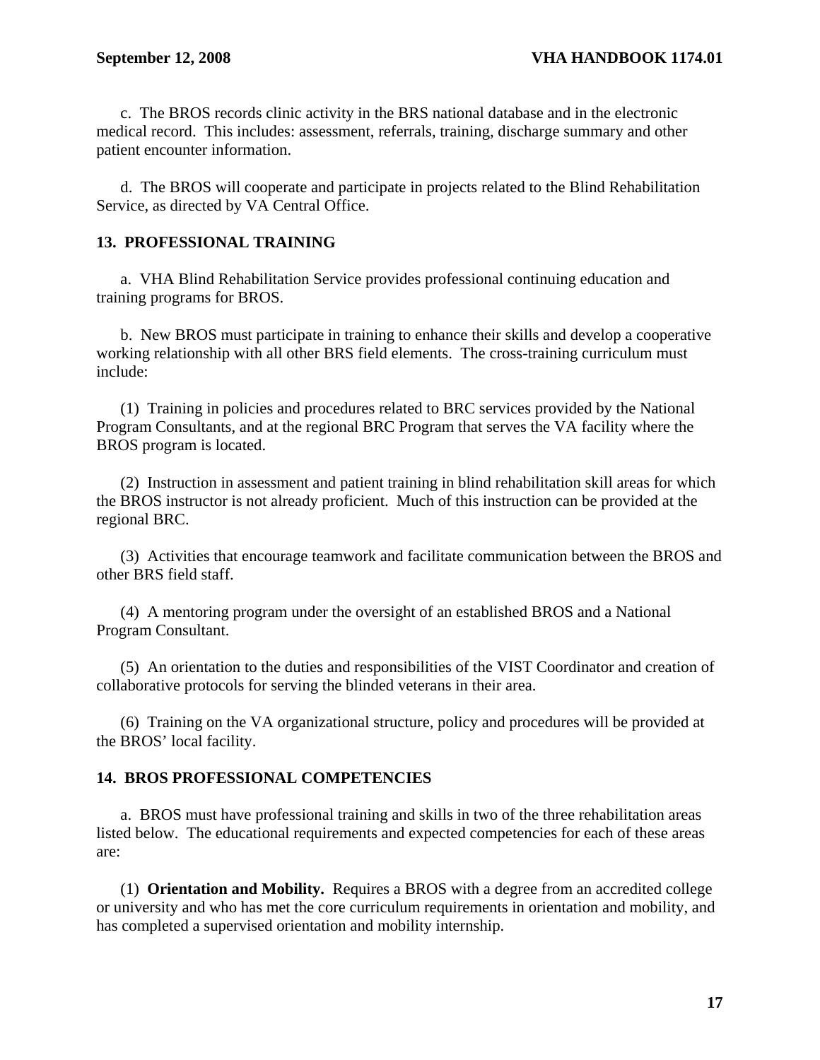c. The BROS records clinic activity in the BRS national database and in the electronic medical record. This includes: assessment, referrals, training, discharge summary and other patient encounter information.

d. The BROS will cooperate and participate in projects related to the Blind Rehabilitation Service, as directed by VA Central Office.

## 13. PROFESSIONAL TRAINING

a. VHA Blind Rehabilitation Service provides professional continuing education and training programs for BROS.

b. New BROS must participate in training to enhance their skills and develop a cooperative working relationship with all other BRS field elements. The cross-training curriculum must include:

(1) Training in policies and procedures related to BRC services provided by the National Program Consultants, and at the regional BRC Program that serves the VA facility where the BROS program is located.

(2) Instruction in assessment and patient training in blind rehabilitation skill areas for which the BROS instructor is not already proficient. Much of this instruction can be provided at the regional BRC.

(3) Activities that encourage teamwork and facilitate communication between the BROS and other BRS field staff.

(4) A mentoring program under the oversight of an established BROS and a National Program Consultant.

(5) An orientation to the duties and responsibilities of the VIST Coordinator and creation of collaborative protocols for serving the blinded veterans in their area.

(6) Training on the VA organizational structure, policy and procedures will be provided at the BROS' local facility.

## 14. BROS PROFESSIONAL COMPETENCIES

a. BROS must have professional training and skills in two of the three rehabilitation areas listed below. The educational requirements and expected competencies for each of these areas are:

(1) **Orientation and Mobility.** Requires a BROS with a degree from an accredited college or university and who has met the core curriculum requirements in orientation and mobility, and has completed a supervised orientation and mobility internship.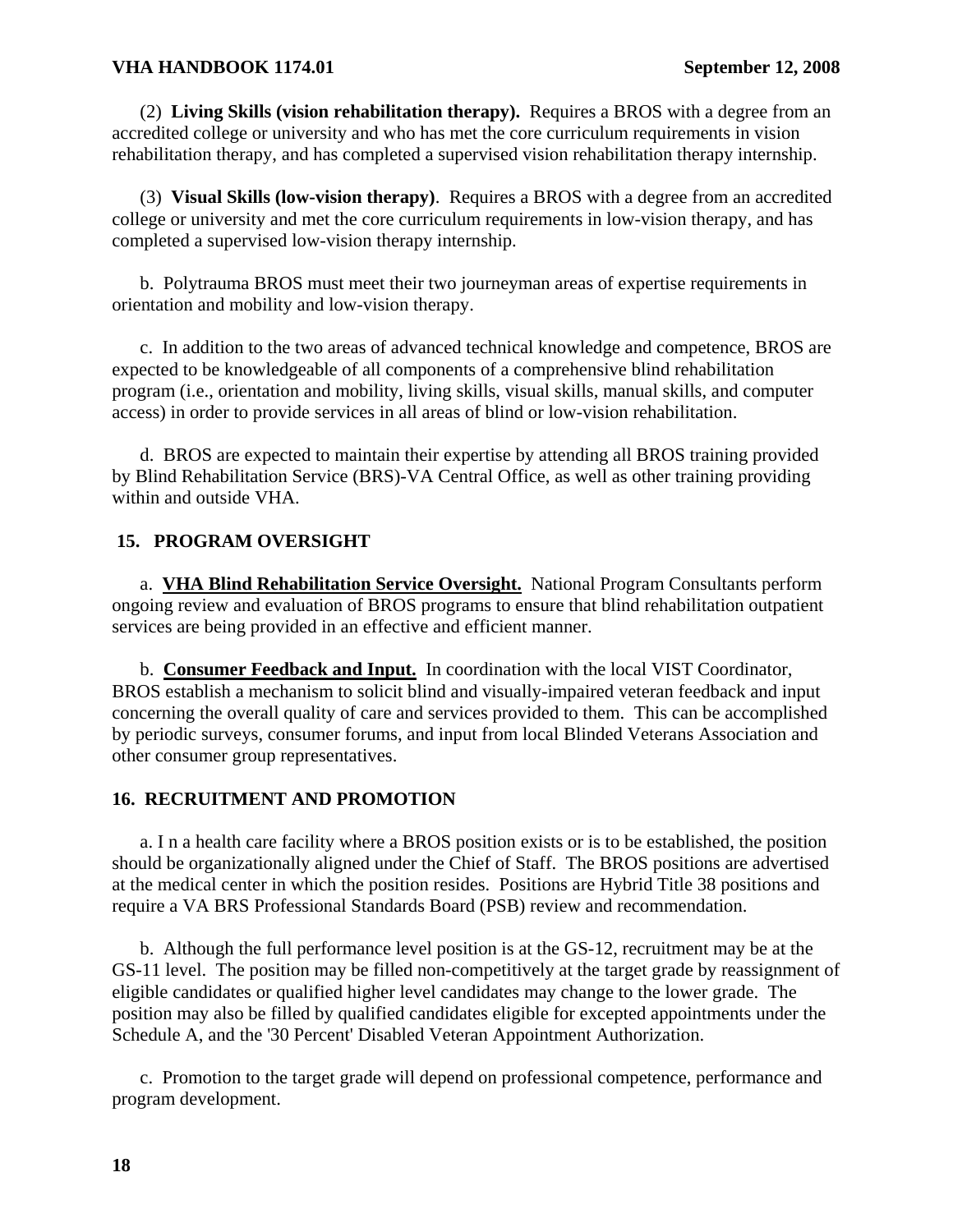(2) **Living Skills (vision rehabilitation therapy).** Requires a BROS with a degree from an accredited college or university and who has met the core curriculum requirements in vision rehabilitation therapy, and has completed a supervised vision rehabilitation therapy internship.

(3) **Visual Skills (low-vision therapy)**. Requires a BROS with a degree from an accredited college or university and met the core curriculum requirements in low-vision therapy, and has completed a supervised low-vision therapy internship.

b. Polytrauma BROS must meet their two journeyman areas of expertise requirements in orientation and mobility and low-vision therapy.

c. In addition to the two areas of advanced technical knowledge and competence, BROS are expected to be knowledgeable of all components of a comprehensive blind rehabilitation program (i.e., orientation and mobility, living skills, visual skills, manual skills, and computer access) in order to provide services in all areas of blind or low-vision rehabilitation.

d. BROS are expected to maintain their expertise by attending all BROS training provided by Blind Rehabilitation Service (BRS)-VA Central Office, as well as other training providing within and outside VHA.

## 15. PROGRAM OVERSIGHT

a. **VHA Blind Rehabilitation Service Oversight.** National Program Consultants perform ongoing review and evaluation of BROS programs to ensure that blind rehabilitation outpatient services are being provided in an effective and efficient manner.

b. **Consumer Feedback and Input.** In coordination with the local VIST Coordinator, BROS establish a mechanism to solicit blind and visually-impaired veteran feedback and input concerning the overall quality of care and services provided to them. This can be accomplished by periodic surveys, consumer forums, and input from local Blinded Veterans Association and other consumer group representatives.

## 16. RECRUITMENT AND PROMOTION

a. I n a health care facility where a BROS position exists or is to be established, the position should be organizationally aligned under the Chief of Staff. The BROS positions are advertised at the medical center in which the position resides. Positions are Hybrid Title 38 positions and require a VA BRS Professional Standards Board (PSB) review and recommendation.

b. Although the full performance level position is at the GS-12, recruitment may be at the GS-11 level. The position may be filled non-competitively at the target grade by reassignment of eligible candidates or qualified higher level candidates may change to the lower grade. The position may also be filled by qualified candidates eligible for excepted appointments under the Schedule A, and the '30 Percent' Disabled Veteran Appointment Authorization.

c. Promotion to the target grade will depend on professional competence, performance and program development.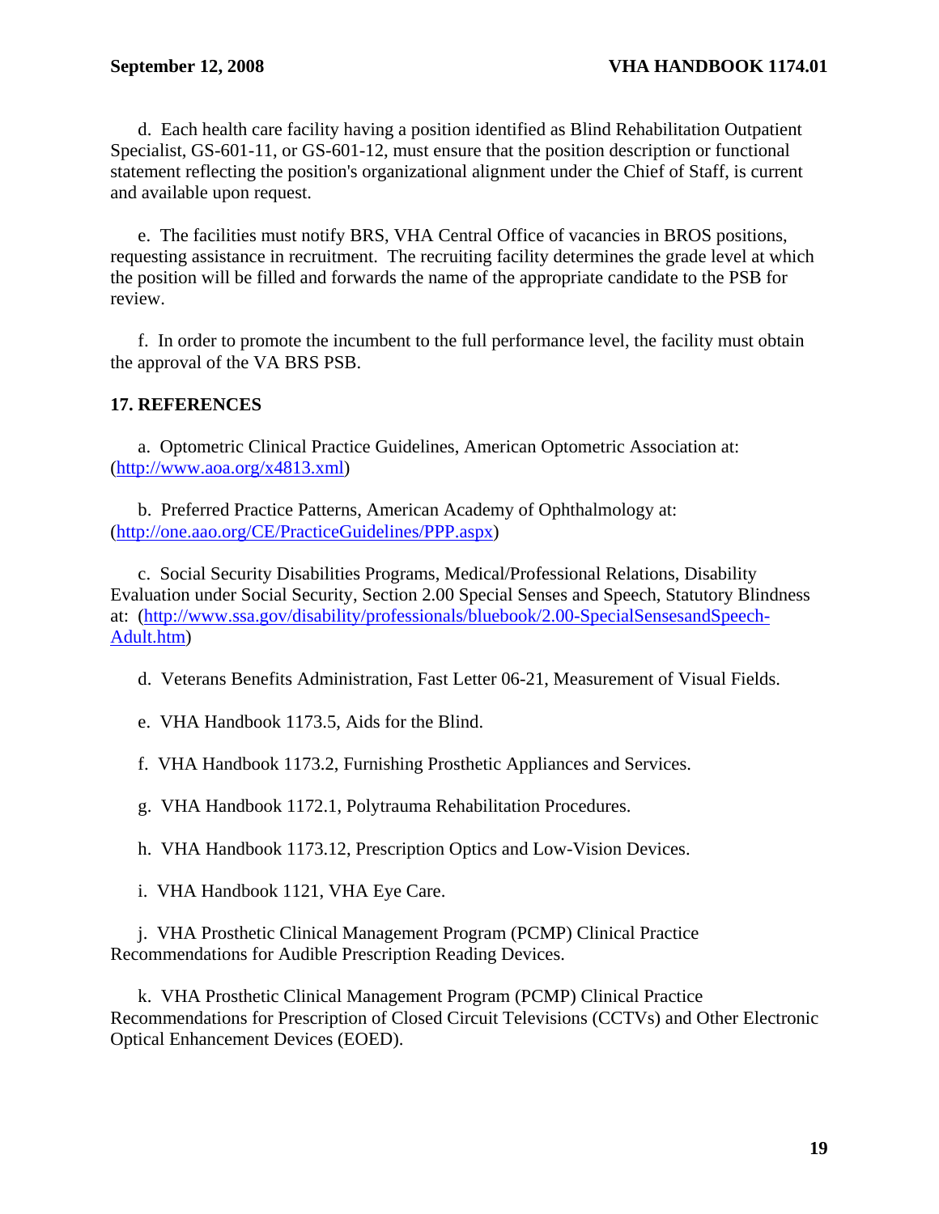d. Each health care facility having a position identified as Blind Rehabilitation Outpatient Specialist, GS-601-11, or GS-601-12, must ensure that the position description or functional statement reflecting the position's organizational alignment under the Chief of Staff, is current and available upon request.

e. The facilities must notify BRS, VHA Central Office of vacancies in BROS positions, requesting assistance in recruitment. The recruiting facility determines the grade level at which the position will be filled and forwards the name of the appropriate candidate to the PSB for review.

f. In order to promote the incumbent to the full performance level, the facility must obtain the approval of the VA BRS PSB.

## 17. REFERENCES

a. Optometric Clinical Practice Guidelines, American Optometric Association at: (http://www.aoa.org/x4813.xml)

b. Preferred Practice Patterns, American Academy of Ophthalmology at: (http://one.aao.org/CE/PracticeGuidelines/PPP.aspx)

c. Social Security Disabilities Programs, Medical/Professional Relations, Disability Evaluation under Social Security, Section 2.00 Special Senses and Speech, Statutory Blindness at: (http://www.ssa.gov/disability/professionals/bluebook/2.00-SpecialSensesandSpeech-Adult.htm)

d. Veterans Benefits Administration, Fast Letter 06-21, Measurement of Visual Fields.

e. VHA Handbook 1173.5, Aids for the Blind.

f. VHA Handbook 1173.2, Furnishing Prosthetic Appliances and Services.

g. VHA Handbook 1172.1, Polytrauma Rehabilitation Procedures.

h. VHA Handbook 1173.12, Prescription Optics and Low-Vision Devices.

i. VHA Handbook 1121, VHA Eye Care.

j. VHA Prosthetic Clinical Management Program (PCMP) Clinical Practice Recommendations for Audible Prescription Reading Devices.

k. VHA Prosthetic Clinical Management Program (PCMP) Clinical Practice Recommendations for Prescription of Closed Circuit Televisions (CCTVs) and Other Electronic Optical Enhancement Devices (EOED).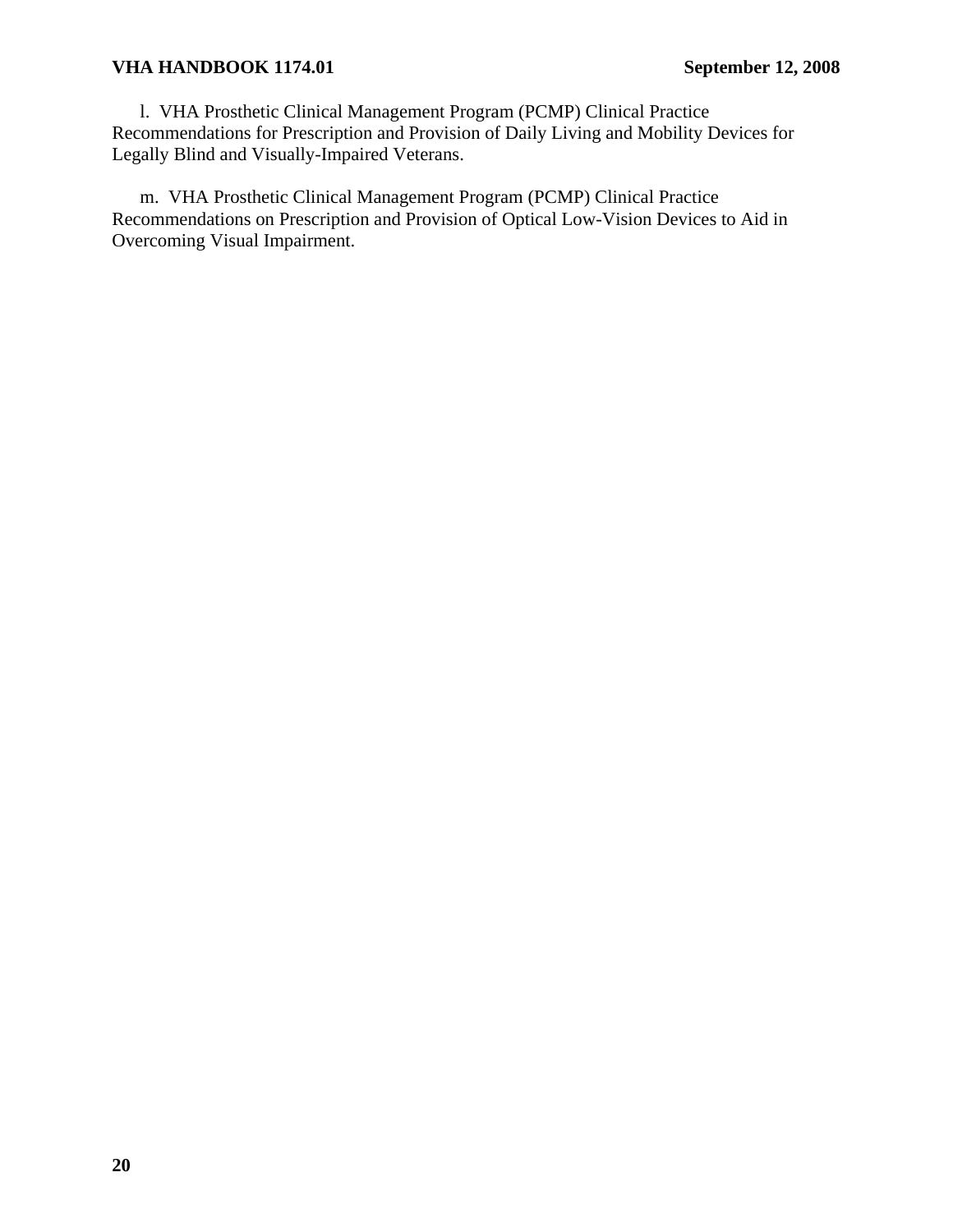l. VHA Prosthetic Clinical Management Program (PCMP) Clinical Practice Recommendations for Prescription and Provision of Daily Living and Mobility Devices for Legally Blind and Visually-Impaired Veterans.

m. VHA Prosthetic Clinical Management Program (PCMP) Clinical Practice Recommendations on Prescription and Provision of Optical Low-Vision Devices to Aid in Overcoming Visual Impairment.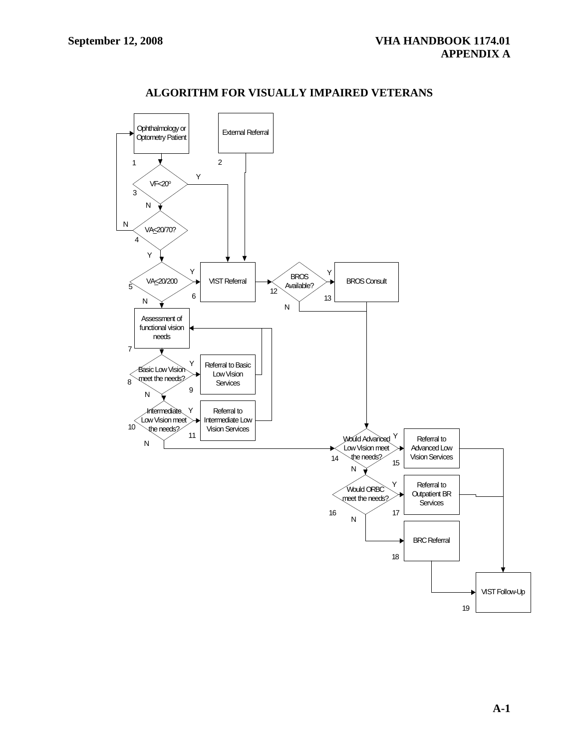# APPENDIX A

## ALGORITHM FOR VISUALLY IMPAIRED VETERANS

Ophthalmology or Optometry Patient

1

External Referral

2

VF<20°

3

Y

N

VA≤20/70?

4

N

Y

VA≤20/200

5

Y

N

VIST Referral

6

BROS Available?

12

Y

N

BROS Consult

13

Assessment of functional vision needs

7

Basic Low Vision meet the needs?

8

Y

N

Referral to Basic Low Vision Services

9

Intermediate Low Vision meet the needs?

10

Y

N

Referral to Intermediate Low Vision Services

11

Would Advanced Low Vision meet the needs?

14

Y

N

Referral to Advanced Low Vision Services

15

Would ORBC meet the needs?

16

Y

N

Referral to Outpatient BR Services

17

BRC Referral

18

VIST Follow-Up

19